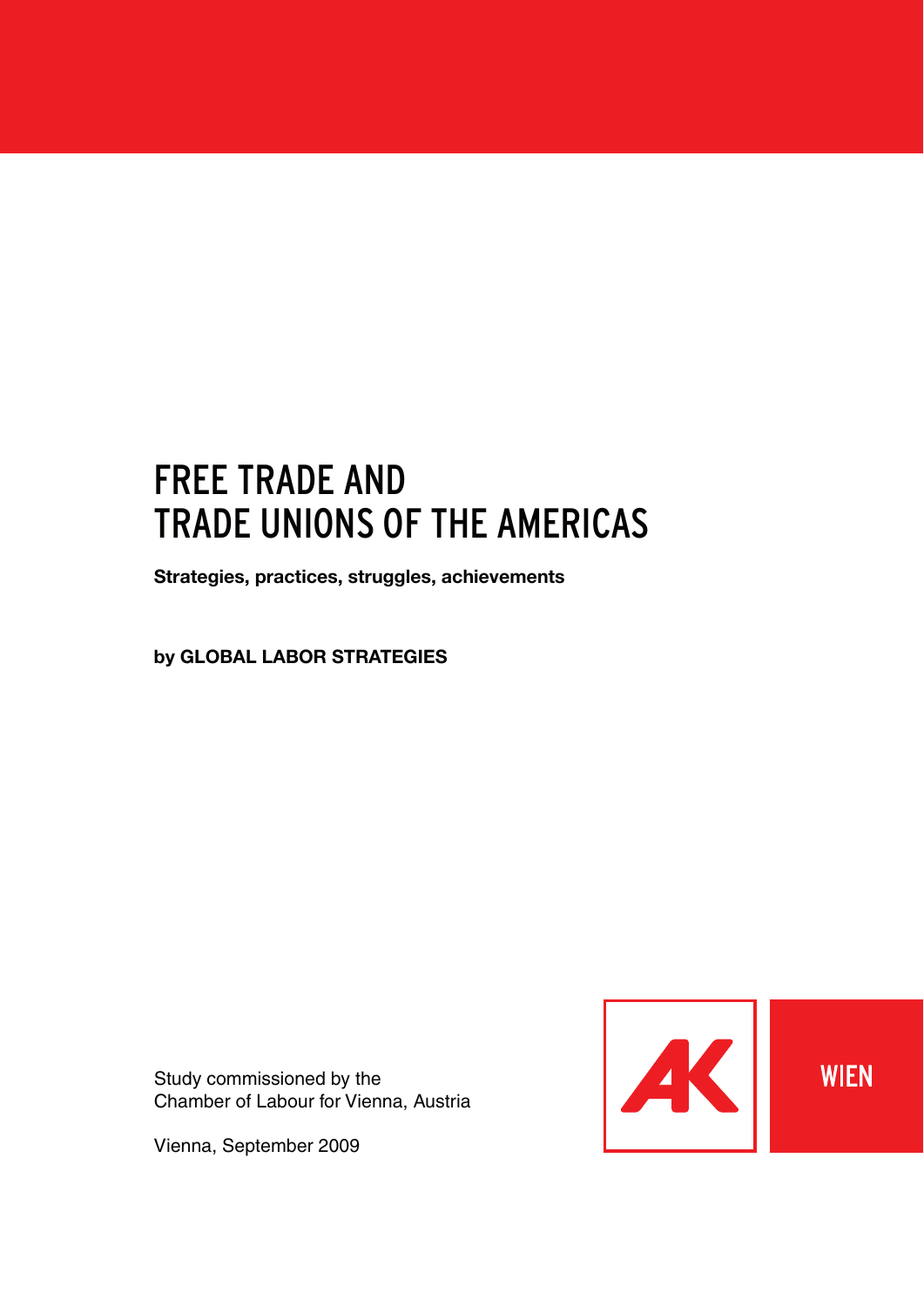# FREE TRADE AND TRADE UNIONS OF THE AMERICAS

**Strategies, practices, struggles, achievements**

**by GLOBAL LABOR STRATEGIES**

Study commissioned by the
Chamber of Labour for Vienna, Austria

Vienna, September 2009

AK WIEN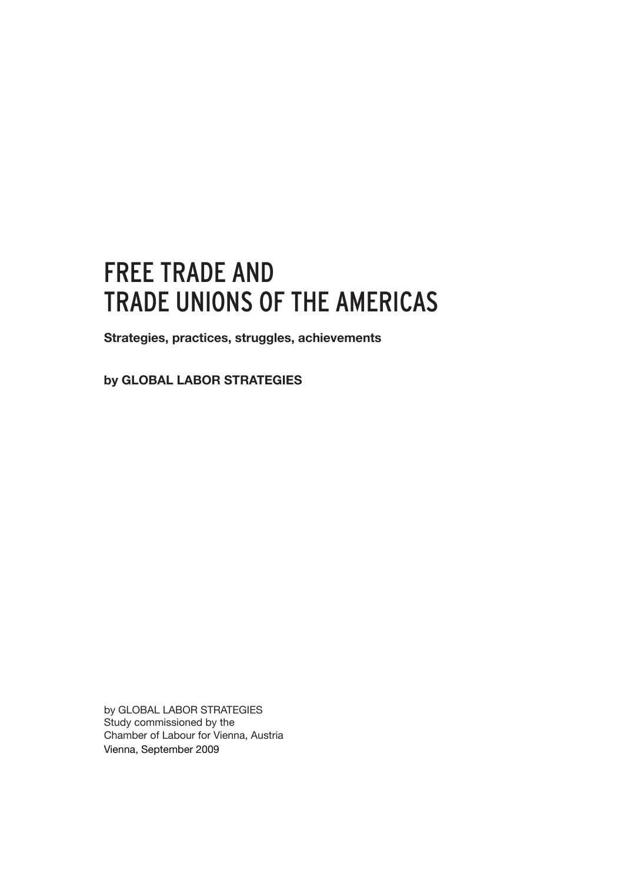# FREE TRADE AND TRADE UNIONS OF THE AMERICAS

**Strategies, practices, struggles, achievements**

**by GLOBAL LABOR STRATEGIES**

by GLOBAL LABOR STRATEGIES
Study commissioned by the
Chamber of Labour for Vienna, Austria
Vienna, September 2009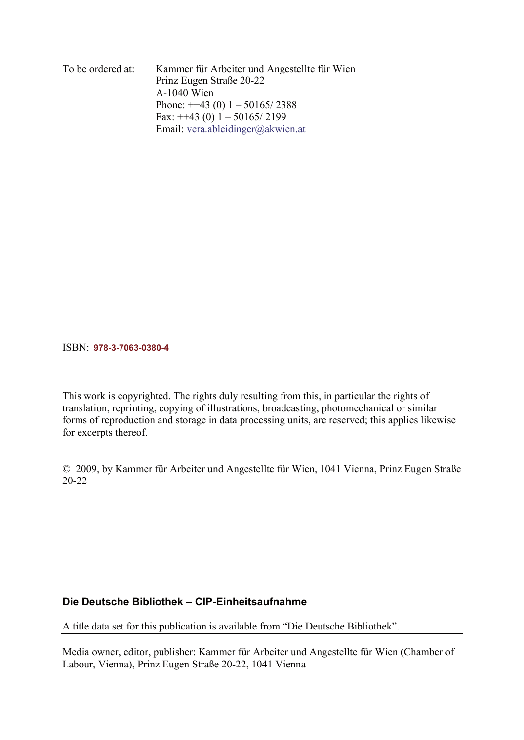To be ordered at: Kammer für Arbeiter und Angestellte für Wien
Prinz Eugen Straße 20-22
A-1040 Wien
Phone: ++43 (0) 1 – 50165/ 2388
Fax: ++43 (0) 1 – 50165/ 2199
Email: vera.ableidinger@akwien.at

ISBN: **978-3-7063-0380-4**

This work is copyrighted. The rights duly resulting from this, in particular the rights of translation, reprinting, copying of illustrations, broadcasting, photomechanical or similar forms of reproduction and storage in data processing units, are reserved; this applies likewise for excerpts thereof.

© 2009, by Kammer für Arbeiter und Angestellte für Wien, 1041 Vienna, Prinz Eugen Straße 20-22

**Die Deutsche Bibliothek – CIP-Einheitsaufnahme**

A title data set for this publication is available from "Die Deutsche Bibliothek".

Media owner, editor, publisher: Kammer für Arbeiter und Angestellte für Wien (Chamber of Labour, Vienna), Prinz Eugen Straße 20-22, 1041 Vienna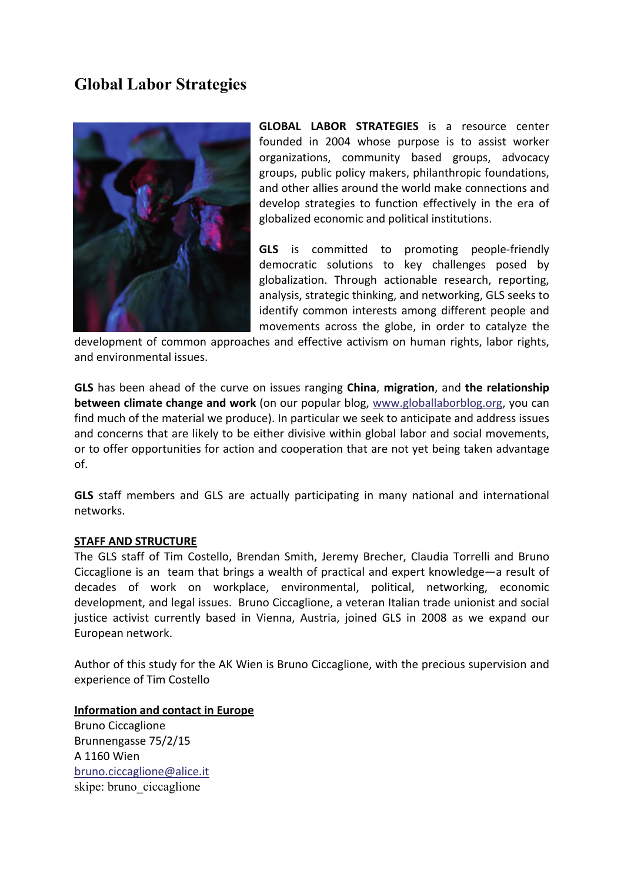# Global Labor Strategies

**GLOBAL LABOR STRATEGIES** is a resource center founded in 2004 whose purpose is to assist worker organizations, community based groups, advocacy groups, public policy makers, philanthropic foundations, and other allies around the world make connections and develop strategies to function effectively in the era of globalized economic and political institutions.

**GLS** is committed to promoting people-friendly democratic solutions to key challenges posed by globalization. Through actionable research, reporting, analysis, strategic thinking, and networking, GLS seeks to identify common interests among different people and movements across the globe, in order to catalyze the development of common approaches and effective activism on human rights, labor rights, and environmental issues.

**GLS** has been ahead of the curve on issues ranging **China**, **migration**, and **the relationship between climate change and work** (on our popular blog, www.globallaborblog.org, you can find much of the material we produce). In particular we seek to anticipate and address issues and concerns that are likely to be either divisive within global labor and social movements, or to offer opportunities for action and cooperation that are not yet being taken advantage of.

**GLS** staff members and GLS are actually participating in many national and international networks.

**STAFF AND STRUCTURE**

The GLS staff of Tim Costello, Brendan Smith, Jeremy Brecher, Claudia Torrelli and Bruno Ciccaglione is an team that brings a wealth of practical and expert knowledge—a result of decades of work on workplace, environmental, political, networking, economic development, and legal issues. Bruno Ciccaglione, a veteran Italian trade unionist and social justice activist currently based in Vienna, Austria, joined GLS in 2008 as we expand our European network.

Author of this study for the AK Wien is Bruno Ciccaglione, with the precious supervision and experience of Tim Costello

**Information and contact in Europe**

Bruno Ciccaglione
Brunnengasse 75/2/15
A 1160 Wien
bruno.ciccaglione@alice.it
skipe: bruno_ciccaglione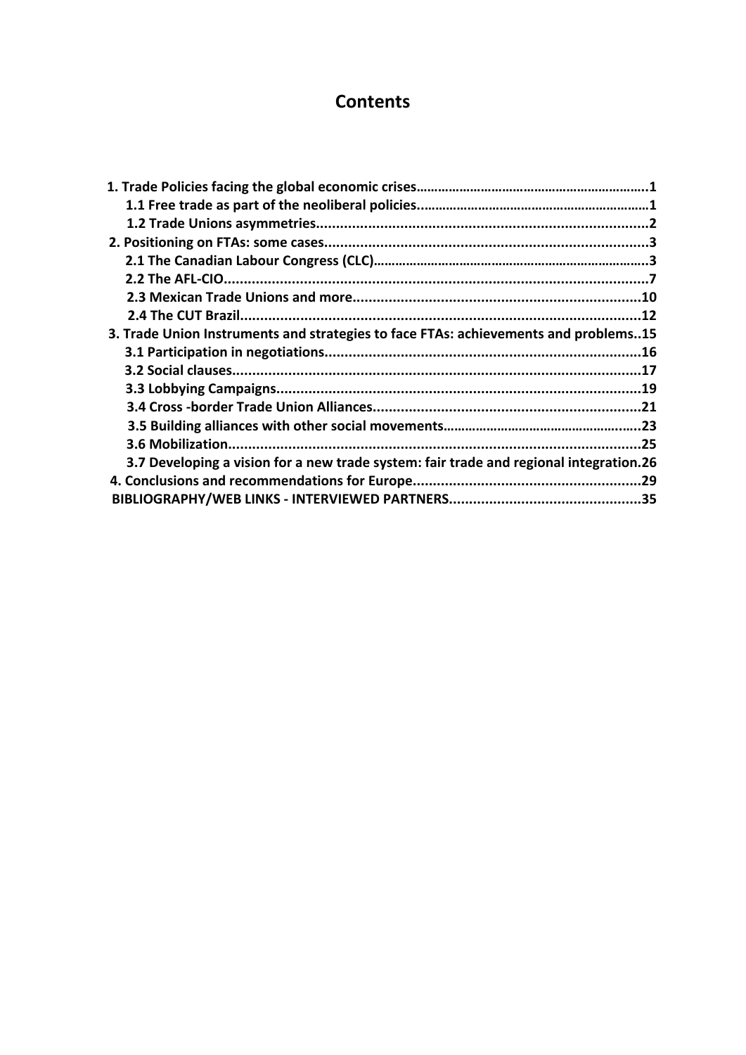# Contents

1. Trade Policies facing the global economic crises.....1
   - 1.1 Free trade as part of the neoliberal policies.....1
   - 1.2 Trade Unions asymmetries.....2
2. Positioning on FTAs: some cases.....3
   - 2.1 The Canadian Labour Congress (CLC).....3
   - 2.2 The AFL-CIO.....7
   - 2.3 Mexican Trade Unions and more.....10
   - 2.4 The CUT Brazil.....12
3. Trade Union Instruments and strategies to face FTAs: achievements and problems..15
   - 3.1 Participation in negotiations.....16
   - 3.2 Social clauses.....17
   - 3.3 Lobbying Campaigns.....19
   - 3.4 Cross -border Trade Union Alliances.....21
   - 3.5 Building alliances with other social movements.....23
   - 3.6 Mobilization.....25
   - 3.7 Developing a vision for a new trade system: fair trade and regional integration.26
4. Conclusions and recommendations for Europe.....29

BIBLIOGRAPHY/WEB LINKS - INTERVIEWED PARTNERS.....35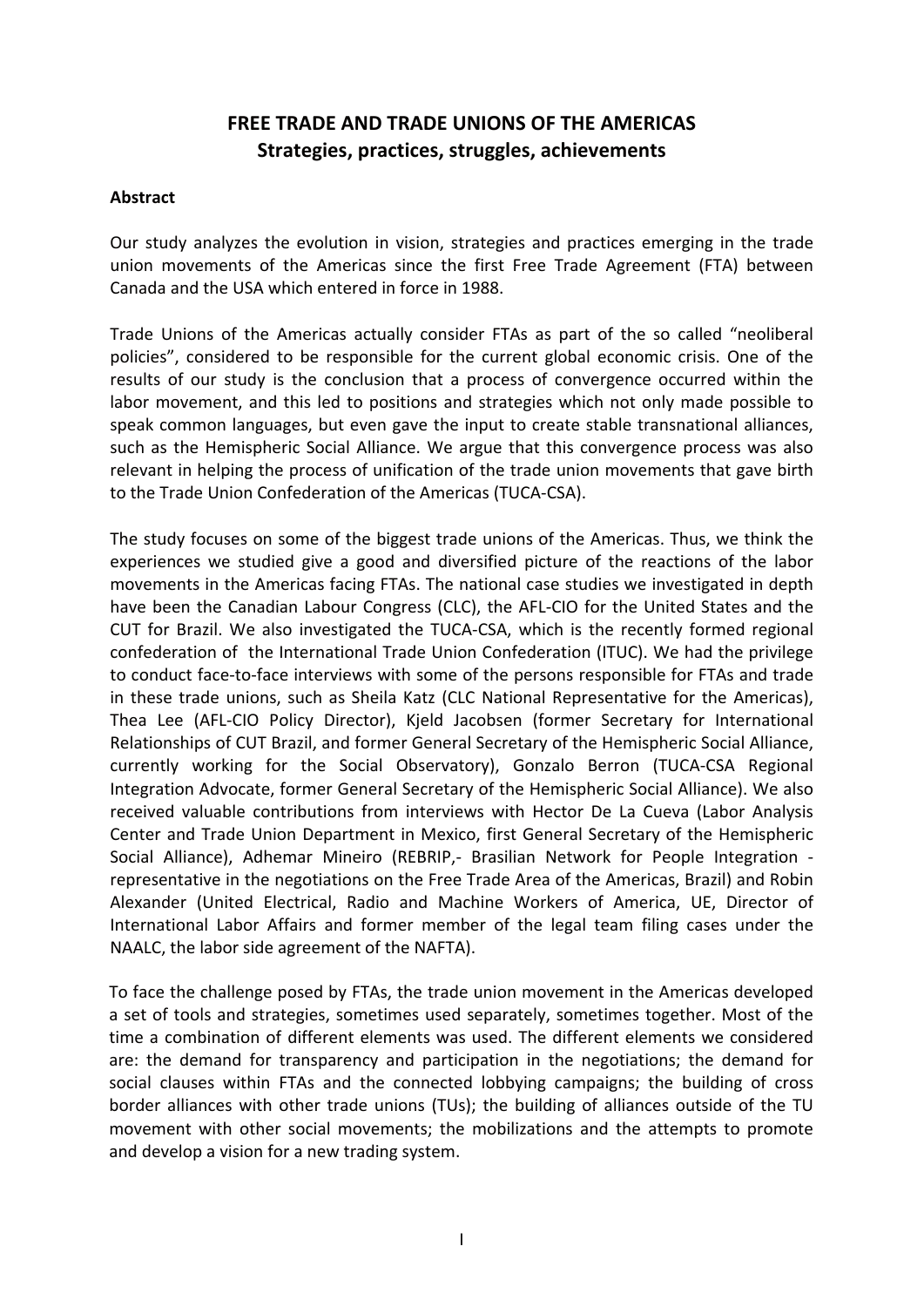# FREE TRADE AND TRADE UNIONS OF THE AMERICAS
## Strategies, practices, struggles, achievements

**Abstract**

Our study analyzes the evolution in vision, strategies and practices emerging in the trade union movements of the Americas since the first Free Trade Agreement (FTA) between Canada and the USA which entered in force in 1988.

Trade Unions of the Americas actually consider FTAs as part of the so called "neoliberal policies", considered to be responsible for the current global economic crisis. One of the results of our study is the conclusion that a process of convergence occurred within the labor movement, and this led to positions and strategies which not only made possible to speak common languages, but even gave the input to create stable transnational alliances, such as the Hemispheric Social Alliance. We argue that this convergence process was also relevant in helping the process of unification of the trade union movements that gave birth to the Trade Union Confederation of the Americas (TUCA-CSA).

The study focuses on some of the biggest trade unions of the Americas. Thus, we think the experiences we studied give a good and diversified picture of the reactions of the labor movements in the Americas facing FTAs. The national case studies we investigated in depth have been the Canadian Labour Congress (CLC), the AFL-CIO for the United States and the CUT for Brazil. We also investigated the TUCA-CSA, which is the recently formed regional confederation of the International Trade Union Confederation (ITUC). We had the privilege to conduct face-to-face interviews with some of the persons responsible for FTAs and trade in these trade unions, such as Sheila Katz (CLC National Representative for the Americas), Thea Lee (AFL-CIO Policy Director), Kjeld Jacobsen (former Secretary for International Relationships of CUT Brazil, and former General Secretary of the Hemispheric Social Alliance, currently working for the Social Observatory), Gonzalo Berron (TUCA-CSA Regional Integration Advocate, former General Secretary of the Hemispheric Social Alliance). We also received valuable contributions from interviews with Hector De La Cueva (Labor Analysis Center and Trade Union Department in Mexico, first General Secretary of the Hemispheric Social Alliance), Adhemar Mineiro (REBRIP,- Brasilian Network for People Integration - representative in the negotiations on the Free Trade Area of the Americas, Brazil) and Robin Alexander (United Electrical, Radio and Machine Workers of America, UE, Director of International Labor Affairs and former member of the legal team filing cases under the NAALC, the labor side agreement of the NAFTA).

To face the challenge posed by FTAs, the trade union movement in the Americas developed a set of tools and strategies, sometimes used separately, sometimes together. Most of the time a combination of different elements was used. The different elements we considered are: the demand for transparency and participation in the negotiations; the demand for social clauses within FTAs and the connected lobbying campaigns; the building of cross border alliances with other trade unions (TUs); the building of alliances outside of the TU movement with other social movements; the mobilizations and the attempts to promote and develop a vision for a new trading system.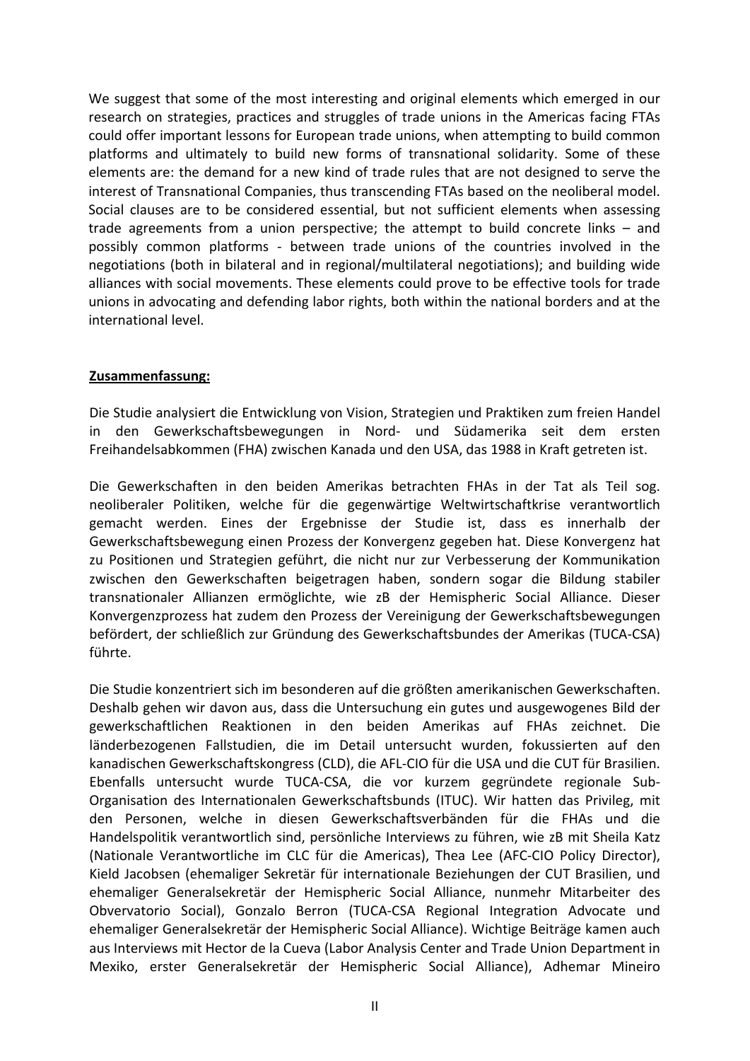We suggest that some of the most interesting and original elements which emerged in our research on strategies, practices and struggles of trade unions in the Americas facing FTAs could offer important lessons for European trade unions, when attempting to build common platforms and ultimately to build new forms of transnational solidarity. Some of these elements are: the demand for a new kind of trade rules that are not designed to serve the interest of Transnational Companies, thus transcending FTAs based on the neoliberal model. Social clauses are to be considered essential, but not sufficient elements when assessing trade agreements from a union perspective; the attempt to build concrete links – and possibly common platforms - between trade unions of the countries involved in the negotiations (both in bilateral and in regional/multilateral negotiations); and building wide alliances with social movements. These elements could prove to be effective tools for trade unions in advocating and defending labor rights, both within the national borders and at the international level.

**<u>Zusammenfassung:</u>**

Die Studie analysiert die Entwicklung von Vision, Strategien und Praktiken zum freien Handel in den Gewerkschaftsbewegungen in Nord- und Südamerika seit dem ersten Freihandelsabkommen (FHA) zwischen Kanada und den USA, das 1988 in Kraft getreten ist.

Die Gewerkschaften in den beiden Amerikas betrachten FHAs in der Tat als Teil sog. neoliberaler Politiken, welche für die gegenwärtige Weltwirtschaftkrise verantwortlich gemacht werden. Eines der Ergebnisse der Studie ist, dass es innerhalb der Gewerkschaftsbewegung einen Prozess der Konvergenz gegeben hat. Diese Konvergenz hat zu Positionen und Strategien geführt, die nicht nur zur Verbesserung der Kommunikation zwischen den Gewerkschaften beigetragen haben, sondern sogar die Bildung stabiler transnationaler Allianzen ermöglichte, wie zB der Hemispheric Social Alliance. Dieser Konvergenzprozess hat zudem den Prozess der Vereinigung der Gewerkschaftsbewegungen befördert, der schließlich zur Gründung des Gewerkschaftsbundes der Amerikas (TUCA-CSA) führte.

Die Studie konzentriert sich im besonderen auf die größten amerikanischen Gewerkschaften. Deshalb gehen wir davon aus, dass die Untersuchung ein gutes und ausgewogenes Bild der gewerkschaftlichen Reaktionen in den beiden Amerikas auf FHAs zeichnet. Die länderbezogenen Fallstudien, die im Detail untersucht wurden, fokussierten auf den kanadischen Gewerkschaftskongress (CLD), die AFL-CIO für die USA und die CUT für Brasilien. Ebenfalls untersucht wurde TUCA-CSA, die vor kurzem gegründete regionale Sub-Organisation des Internationalen Gewerkschaftsbunds (ITUC). Wir hatten das Privileg, mit den Personen, welche in diesen Gewerkschaftsverbänden für die FHAs und die Handelspolitik verantwortlich sind, persönliche Interviews zu führen, wie zB mit Sheila Katz (Nationale Verantwortliche im CLC für die Americas), Thea Lee (AFC-CIO Policy Director), Kield Jacobsen (ehemaliger Sekretär für internationale Beziehungen der CUT Brasilien, und ehemaliger Generalsekretär der Hemispheric Social Alliance, nunmehr Mitarbeiter des Obvervatorio Social), Gonzalo Berron (TUCA-CSA Regional Integration Advocate und ehemaliger Generalsekretär der Hemispheric Social Alliance). Wichtige Beiträge kamen auch aus Interviews mit Hector de la Cueva (Labor Analysis Center and Trade Union Department in Mexiko, erster Generalsekretär der Hemispheric Social Alliance), Adhemar Mineiro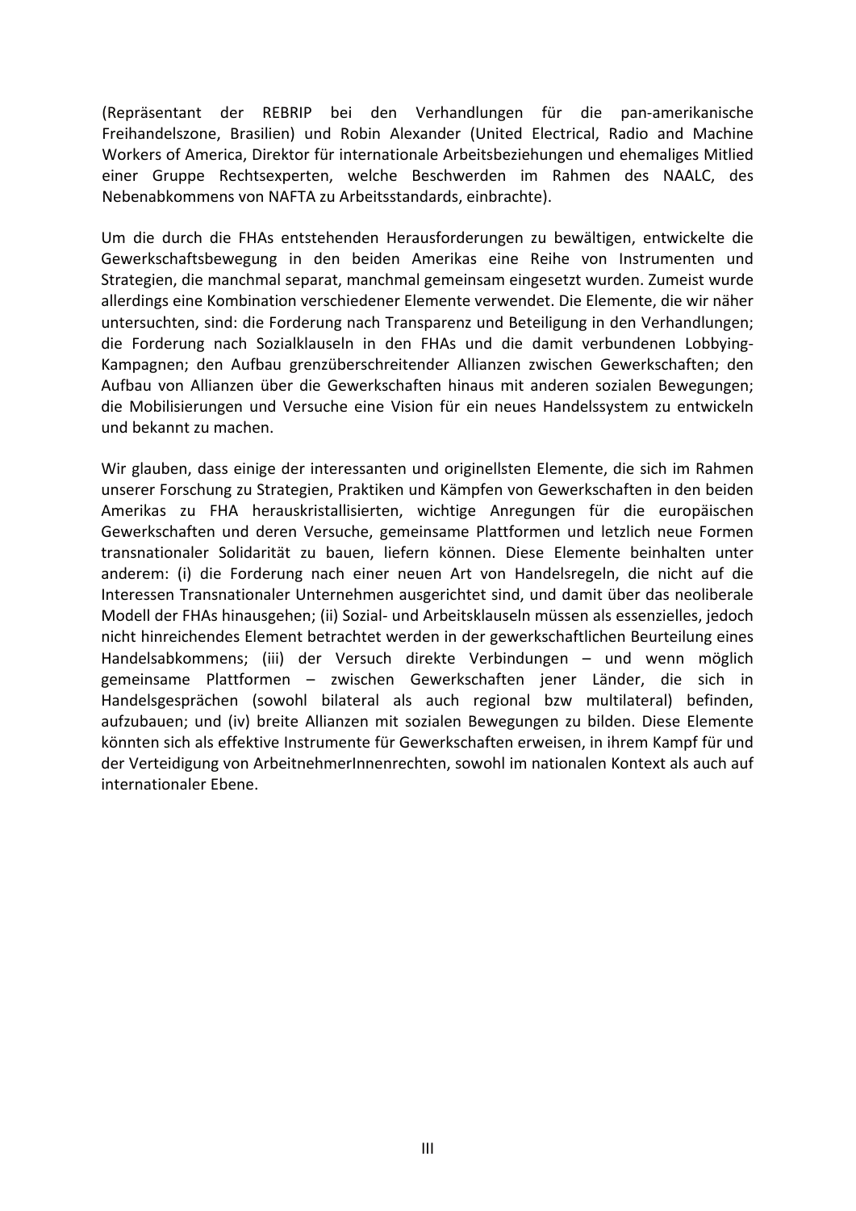(Repräsentant der REBRIP bei den Verhandlungen für die pan-amerikanische Freihandelszone, Brasilien) und Robin Alexander (United Electrical, Radio and Machine Workers of America, Direktor für internationale Arbeitsbeziehungen und ehemaliges Mitlied einer Gruppe Rechtsexperten, welche Beschwerden im Rahmen des NAALC, des Nebenabkommens von NAFTA zu Arbeitsstandards, einbrachte).

Um die durch die FHAs entstehenden Herausforderungen zu bewältigen, entwickelte die Gewerkschaftsbewegung in den beiden Amerikas eine Reihe von Instrumenten und Strategien, die manchmal separat, manchmal gemeinsam eingesetzt wurden. Zumeist wurde allerdings eine Kombination verschiedener Elemente verwendet. Die Elemente, die wir näher untersuchten, sind: die Forderung nach Transparenz und Beteiligung in den Verhandlungen; die Forderung nach Sozialklauseln in den FHAs und die damit verbundenen Lobbying-Kampagnen; den Aufbau grenzüberschreitender Allianzen zwischen Gewerkschaften; den Aufbau von Allianzen über die Gewerkschaften hinaus mit anderen sozialen Bewegungen; die Mobilisierungen und Versuche eine Vision für ein neues Handelssystem zu entwickeln und bekannt zu machen.

Wir glauben, dass einige der interessanten und originellsten Elemente, die sich im Rahmen unserer Forschung zu Strategien, Praktiken und Kämpfen von Gewerkschaften in den beiden Amerikas zu FHA herauskristallisierten, wichtige Anregungen für die europäischen Gewerkschaften und deren Versuche, gemeinsame Plattformen und letztlich neue Formen transnationaler Solidarität zu bauen, liefern können. Diese Elemente beinhalten unter anderem: (i) die Forderung nach einer neuen Art von Handelsregeln, die nicht auf die Interessen Transnationaler Unternehmen ausgerichtet sind, und damit über das neoliberale Modell der FHAs hinausgehen; (ii) Sozial- und Arbeitsklauseln müssen als essenzielles, jedoch nicht hinreichendes Element betrachtet werden in der gewerkschaftlichen Beurteilung eines Handelsabkommens; (iii) der Versuch direkte Verbindungen – und wenn möglich gemeinsame Plattformen – zwischen Gewerkschaften jener Länder, die sich in Handelsgesprächen (sowohl bilateral als auch regional bzw multilateral) befinden, aufzubauen; und (iv) breite Allianzen mit sozialen Bewegungen zu bilden. Diese Elemente könnten sich als effektive Instrumente für Gewerkschaften erweisen, in ihrem Kampf für und der Verteidigung von ArbeitnehmerInnenrechten, sowohl im nationalen Kontext als auch auf internationaler Ebene.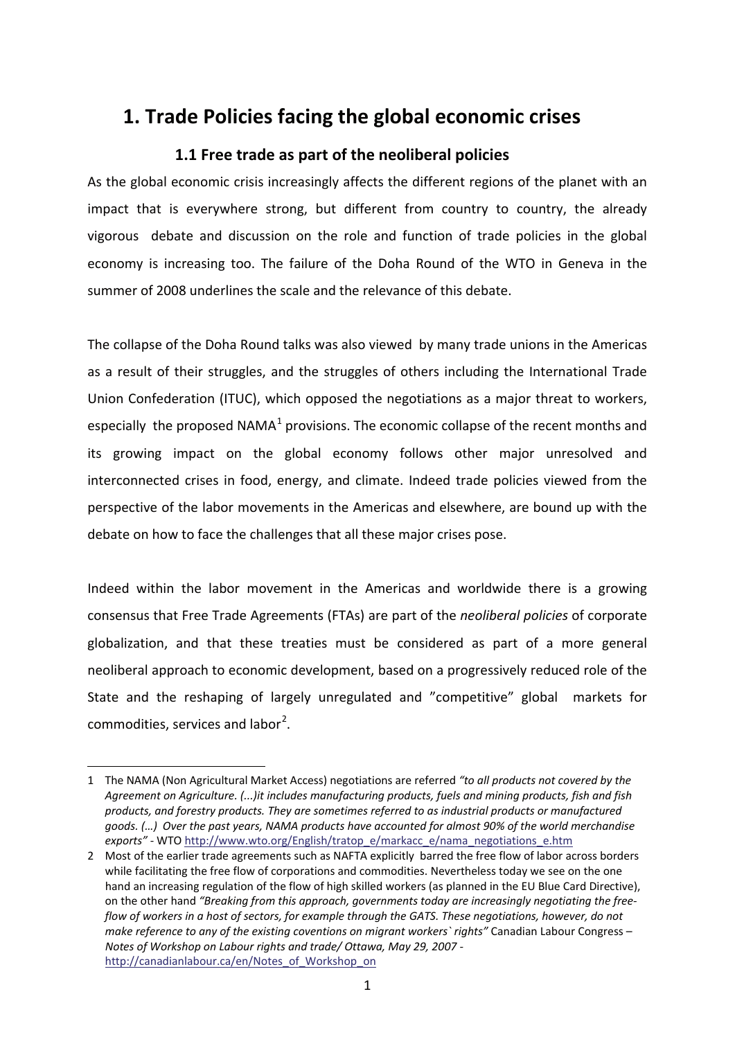# 1. Trade Policies facing the global economic crises

## 1.1 Free trade as part of the neoliberal policies

As the global economic crisis increasingly affects the different regions of the planet with an impact that is everywhere strong, but different from country to country, the already vigorous debate and discussion on the role and function of trade policies in the global economy is increasing too. The failure of the Doha Round of the WTO in Geneva in the summer of 2008 underlines the scale and the relevance of this debate.

The collapse of the Doha Round talks was also viewed by many trade unions in the Americas as a result of their struggles, and the struggles of others including the International Trade Union Confederation (ITUC), which opposed the negotiations as a major threat to workers, especially the proposed NAMA[1] provisions. The economic collapse of the recent months and its growing impact on the global economy follows other major unresolved and interconnected crises in food, energy, and climate. Indeed trade policies viewed from the perspective of the labor movements in the Americas and elsewhere, are bound up with the debate on how to face the challenges that all these major crises pose.

Indeed within the labor movement in the Americas and worldwide there is a growing consensus that Free Trade Agreements (FTAs) are part of the *neoliberal policies* of corporate globalization, and that these treaties must be considered as part of a more general neoliberal approach to economic development, based on a progressively reduced role of the State and the reshaping of largely unregulated and "competitive" global markets for commodities, services and labor[2].

---

1 The NAMA (Non Agricultural Market Access) negotiations are referred *"to all products not covered by the Agreement on Agriculture. (...)it includes manufacturing products, fuels and mining products, fish and fish products, and forestry products. They are sometimes referred to as industrial products or manufactured goods. (…) Over the past years, NAMA products have accounted for almost 90% of the world merchandise exports"* - WTO http://www.wto.org/English/tratop_e/markacc_e/nama_negotiations_e.htm

2 Most of the earlier trade agreements such as NAFTA explicitly barred the free flow of labor across borders while facilitating the free flow of corporations and commodities. Nevertheless today we see on the one hand an increasing regulation of the flow of high skilled workers (as planned in the EU Blue Card Directive), on the other hand *"Breaking from this approach, governments today are increasingly negotiating the free-flow of workers in a host of sectors, for example through the GATS. These negotiations, however, do not make reference to any of the existing coventions on migrant workers` rights"* Canadian Labour Congress – *Notes of Workshop on Labour rights and trade/ Ottawa, May 29, 2007* - http://canadianlabour.ca/en/Notes_of_Workshop_on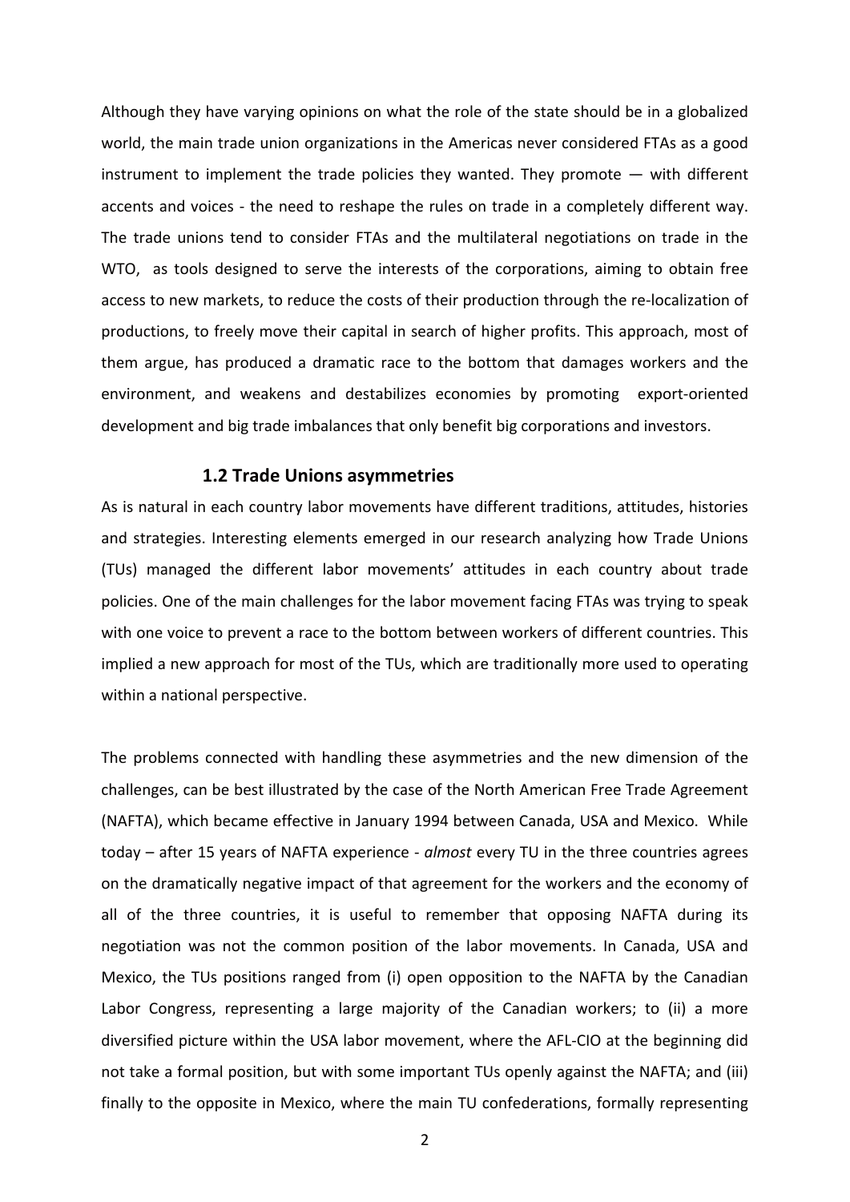Although they have varying opinions on what the role of the state should be in a globalized world, the main trade union organizations in the Americas never considered FTAs as a good instrument to implement the trade policies they wanted. They promote — with different accents and voices - the need to reshape the rules on trade in a completely different way. The trade unions tend to consider FTAs and the multilateral negotiations on trade in the WTO, as tools designed to serve the interests of the corporations, aiming to obtain free access to new markets, to reduce the costs of their production through the re-localization of productions, to freely move their capital in search of higher profits. This approach, most of them argue, has produced a dramatic race to the bottom that damages workers and the environment, and weakens and destabilizes economies by promoting export-oriented development and big trade imbalances that only benefit big corporations and investors.

### 1.2 Trade Unions asymmetries

As is natural in each country labor movements have different traditions, attitudes, histories and strategies. Interesting elements emerged in our research analyzing how Trade Unions (TUs) managed the different labor movements' attitudes in each country about trade policies. One of the main challenges for the labor movement facing FTAs was trying to speak with one voice to prevent a race to the bottom between workers of different countries. This implied a new approach for most of the TUs, which are traditionally more used to operating within a national perspective.

The problems connected with handling these asymmetries and the new dimension of the challenges, can be best illustrated by the case of the North American Free Trade Agreement (NAFTA), which became effective in January 1994 between Canada, USA and Mexico. While today – after 15 years of NAFTA experience - *almost* every TU in the three countries agrees on the dramatically negative impact of that agreement for the workers and the economy of all of the three countries, it is useful to remember that opposing NAFTA during its negotiation was not the common position of the labor movements. In Canada, USA and Mexico, the TUs positions ranged from (i) open opposition to the NAFTA by the Canadian Labor Congress, representing a large majority of the Canadian workers; to (ii) a more diversified picture within the USA labor movement, where the AFL-CIO at the beginning did not take a formal position, but with some important TUs openly against the NAFTA; and (iii) finally to the opposite in Mexico, where the main TU confederations, formally representing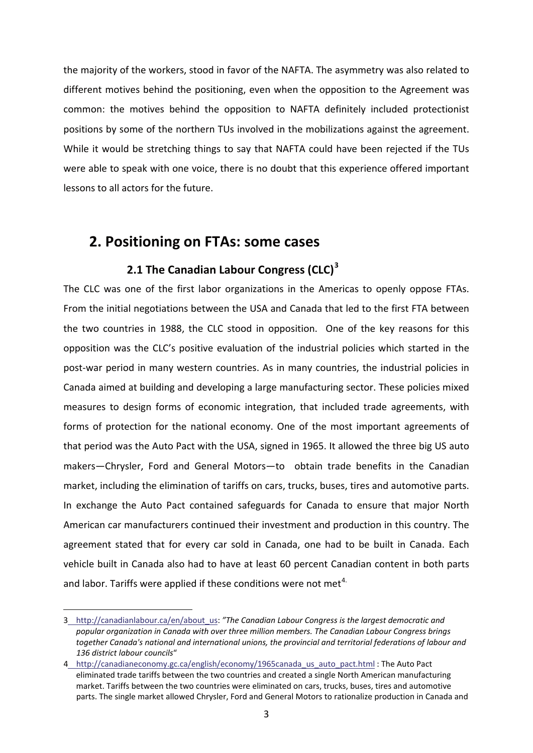the majority of the workers, stood in favor of the NAFTA. The asymmetry was also related to different motives behind the positioning, even when the opposition to the Agreement was common: the motives behind the opposition to NAFTA definitely included protectionist positions by some of the northern TUs involved in the mobilizations against the agreement. While it would be stretching things to say that NAFTA could have been rejected if the TUs were able to speak with one voice, there is no doubt that this experience offered important lessons to all actors for the future.

## 2. Positioning on FTAs: some cases

### 2.1 The Canadian Labour Congress (CLC)[3]

The CLC was one of the first labor organizations in the Americas to openly oppose FTAs. From the initial negotiations between the USA and Canada that led to the first FTA between the two countries in 1988, the CLC stood in opposition. One of the key reasons for this opposition was the CLC's positive evaluation of the industrial policies which started in the post-war period in many western countries. As in many countries, the industrial policies in Canada aimed at building and developing a large manufacturing sector. These policies mixed measures to design forms of economic integration, that included trade agreements, with forms of protection for the national economy. One of the most important agreements of that period was the Auto Pact with the USA, signed in 1965. It allowed the three big US auto makers—Chrysler, Ford and General Motors—to obtain trade benefits in the Canadian market, including the elimination of tariffs on cars, trucks, buses, tires and automotive parts. In exchange the Auto Pact contained safeguards for Canada to ensure that major North American car manufacturers continued their investment and production in this country. The agreement stated that for every car sold in Canada, one had to be built in Canada. Each vehicle built in Canada also had to have at least 60 percent Canadian content in both parts and labor. Tariffs were applied if these conditions were not met[4].

---

3 http://canadianlabour.ca/en/about_us: *"The Canadian Labour Congress is the largest democratic and popular organization in Canada with over three million members. The Canadian Labour Congress brings together Canada's national and international unions, the provincial and territorial federations of labour and 136 district labour councils"*

4 http://canadianeconomy.gc.ca/english/economy/1965canada_us_auto_pact.html : The Auto Pact eliminated trade tariffs between the two countries and created a single North American manufacturing market. Tariffs between the two countries were eliminated on cars, trucks, buses, tires and automotive parts. The single market allowed Chrysler, Ford and General Motors to rationalize production in Canada and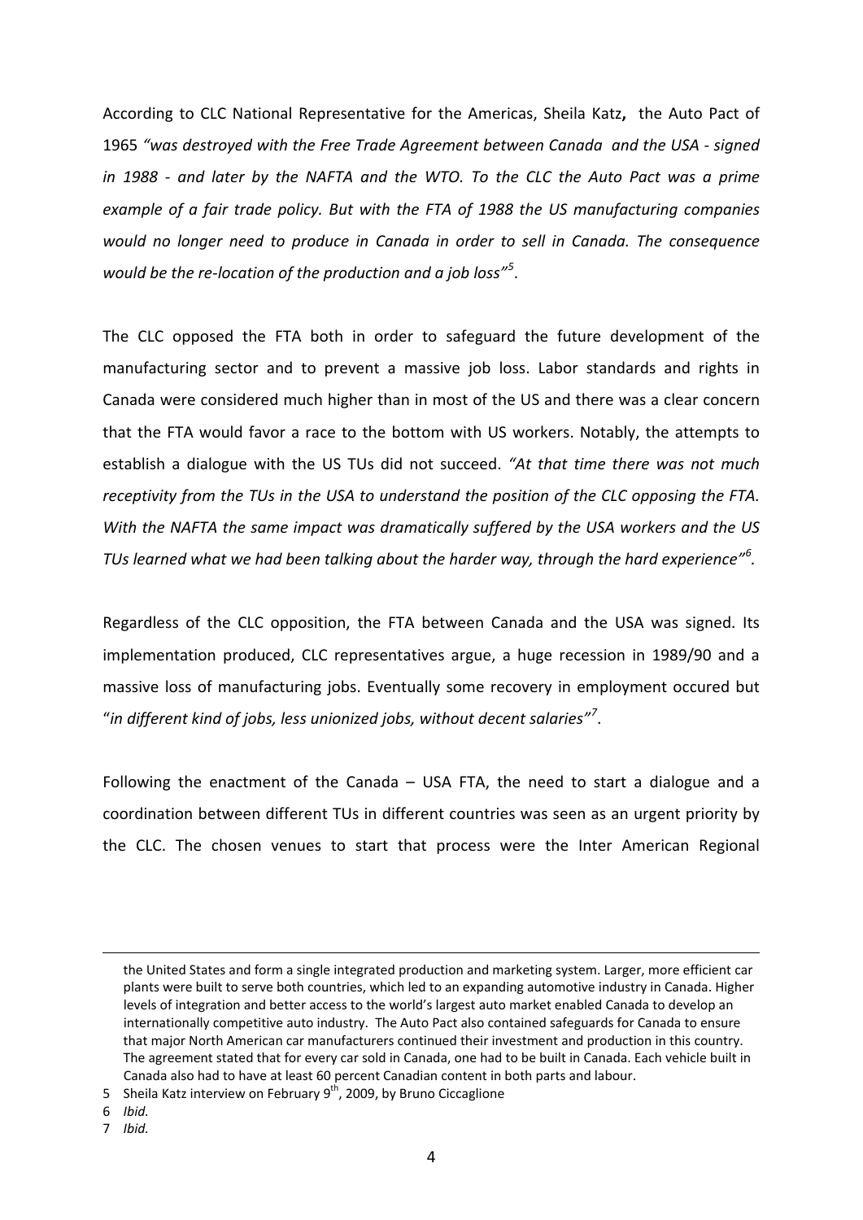According to CLC National Representative for the Americas, Sheila Katz**,** the Auto Pact of 1965 *"was destroyed with the Free Trade Agreement between Canada and the USA - signed in 1988 - and later by the NAFTA and the WTO. To the CLC the Auto Pact was a prime example of a fair trade policy. But with the FTA of 1988 the US manufacturing companies would no longer need to produce in Canada in order to sell in Canada. The consequence would be the re-location of the production and a job loss"*[5].

The CLC opposed the FTA both in order to safeguard the future development of the manufacturing sector and to prevent a massive job loss. Labor standards and rights in Canada were considered much higher than in most of the US and there was a clear concern that the FTA would favor a race to the bottom with US workers. Notably, the attempts to establish a dialogue with the US TUs did not succeed. *"At that time there was not much receptivity from the TUs in the USA to understand the position of the CLC opposing the FTA. With the NAFTA the same impact was dramatically suffered by the USA workers and the US TUs learned what we had been talking about the harder way, through the hard experience"*[6].

Regardless of the CLC opposition, the FTA between Canada and the USA was signed. Its implementation produced, CLC representatives argue, a huge recession in 1989/90 and a massive loss of manufacturing jobs. Eventually some recovery in employment occured but "*in different kind of jobs, less unionized jobs, without decent salaries"*[7].

Following the enactment of the Canada – USA FTA, the need to start a dialogue and a coordination between different TUs in different countries was seen as an urgent priority by the CLC. The chosen venues to start that process were the Inter American Regional

---

the United States and form a single integrated production and marketing system. Larger, more efficient car plants were built to serve both countries, which led to an expanding automotive industry in Canada. Higher levels of integration and better access to the world's largest auto market enabled Canada to develop an internationally competitive auto industry. The Auto Pact also contained safeguards for Canada to ensure that major North American car manufacturers continued their investment and production in this country. The agreement stated that for every car sold in Canada, one had to be built in Canada. Each vehicle built in Canada also had to have at least 60 percent Canadian content in both parts and labour.

5 Sheila Katz interview on February 9th, 2009, by Bruno Ciccaglione

6 *Ibid.*

7 *Ibid.*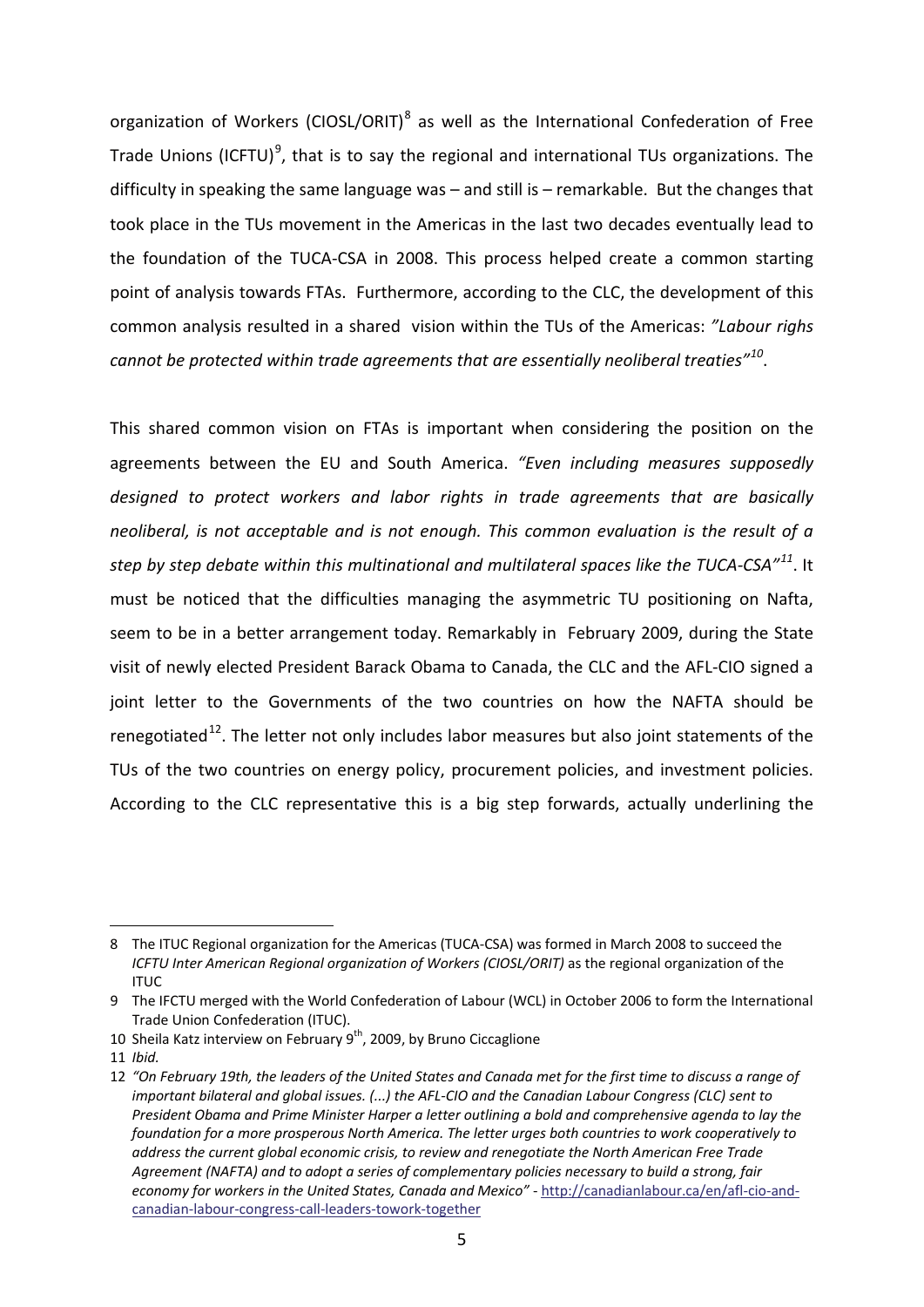organization of Workers (CIOSL/ORIT)[8] as well as the International Confederation of Free Trade Unions (ICFTU)[9], that is to say the regional and international TUs organizations. The difficulty in speaking the same language was – and still is – remarkable. But the changes that took place in the TUs movement in the Americas in the last two decades eventually lead to the foundation of the TUCA-CSA in 2008. This process helped create a common starting point of analysis towards FTAs. Furthermore, according to the CLC, the development of this common analysis resulted in a shared vision within the TUs of the Americas: *"Labour righs cannot be protected within trade agreements that are essentially neoliberal treaties"*[10].

This shared common vision on FTAs is important when considering the position on the agreements between the EU and South America. *"Even including measures supposedly designed to protect workers and labor rights in trade agreements that are basically neoliberal, is not acceptable and is not enough. This common evaluation is the result of a step by step debate within this multinational and multilateral spaces like the TUCA-CSA"*[11]. It must be noticed that the difficulties managing the asymmetric TU positioning on Nafta, seem to be in a better arrangement today. Remarkably in February 2009, during the State visit of newly elected President Barack Obama to Canada, the CLC and the AFL-CIO signed a joint letter to the Governments of the two countries on how the NAFTA should be renegotiated[12]. The letter not only includes labor measures but also joint statements of the TUs of the two countries on energy policy, procurement policies, and investment policies. According to the CLC representative this is a big step forwards, actually underlining the

---

8 The ITUC Regional organization for the Americas (TUCA-CSA) was formed in March 2008 to succeed the *ICFTU Inter American Regional organization of Workers (CIOSL/ORIT)* as the regional organization of the ITUC

9 The IFCTU merged with the World Confederation of Labour (WCL) in October 2006 to form the International Trade Union Confederation (ITUC).

10 Sheila Katz interview on February 9th, 2009, by Bruno Ciccaglione

11 *Ibid.*

12 *"On February 19th, the leaders of the United States and Canada met for the first time to discuss a range of important bilateral and global issues. (...) the AFL-CIO and the Canadian Labour Congress (CLC) sent to President Obama and Prime Minister Harper a letter outlining a bold and comprehensive agenda to lay the foundation for a more prosperous North America. The letter urges both countries to work cooperatively to address the current global economic crisis, to review and renegotiate the North American Free Trade Agreement (NAFTA) and to adopt a series of complementary policies necessary to build a strong, fair economy for workers in the United States, Canada and Mexico"* - http://canadianlabour.ca/en/afl-cio-and-canadian-labour-congress-call-leaders-towork-together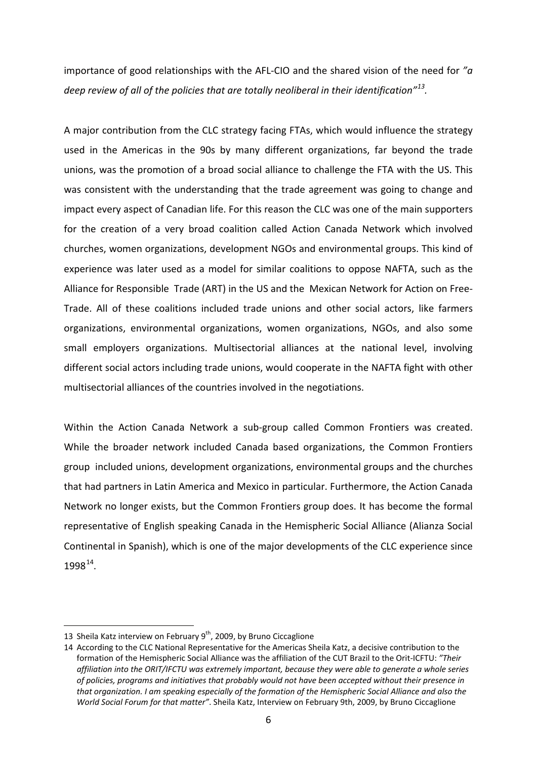importance of good relationships with the AFL-CIO and the shared vision of the need for *"a deep review of all of the policies that are totally neoliberal in their identification"*[13].

A major contribution from the CLC strategy facing FTAs, which would influence the strategy used in the Americas in the 90s by many different organizations, far beyond the trade unions, was the promotion of a broad social alliance to challenge the FTA with the US. This was consistent with the understanding that the trade agreement was going to change and impact every aspect of Canadian life. For this reason the CLC was one of the main supporters for the creation of a very broad coalition called Action Canada Network which involved churches, women organizations, development NGOs and environmental groups. This kind of experience was later used as a model for similar coalitions to oppose NAFTA, such as the Alliance for Responsible Trade (ART) in the US and the Mexican Network for Action on Free-Trade. All of these coalitions included trade unions and other social actors, like farmers organizations, environmental organizations, women organizations, NGOs, and also some small employers organizations. Multisectorial alliances at the national level, involving different social actors including trade unions, would cooperate in the NAFTA fight with other multisectorial alliances of the countries involved in the negotiations.

Within the Action Canada Network a sub-group called Common Frontiers was created. While the broader network included Canada based organizations, the Common Frontiers group included unions, development organizations, environmental groups and the churches that had partners in Latin America and Mexico in particular. Furthermore, the Action Canada Network no longer exists, but the Common Frontiers group does. It has become the formal representative of English speaking Canada in the Hemispheric Social Alliance (Alianza Social Continental in Spanish), which is one of the major developments of the CLC experience since 1998[14].

---

13 Sheila Katz interview on February 9th, 2009, by Bruno Ciccaglione

14 According to the CLC National Representative for the Americas Sheila Katz, a decisive contribution to the formation of the Hemispheric Social Alliance was the affiliation of the CUT Brazil to the Orit-ICFTU: *"Their affiliation into the ORIT/IFCTU was extremely important, because they were able to generate a whole series of policies, programs and initiatives that probably would not have been accepted without their presence in that organization. I am speaking especially of the formation of the Hemispheric Social Alliance and also the World Social Forum for that matter"*. Sheila Katz, Interview on February 9th, 2009, by Bruno Ciccaglione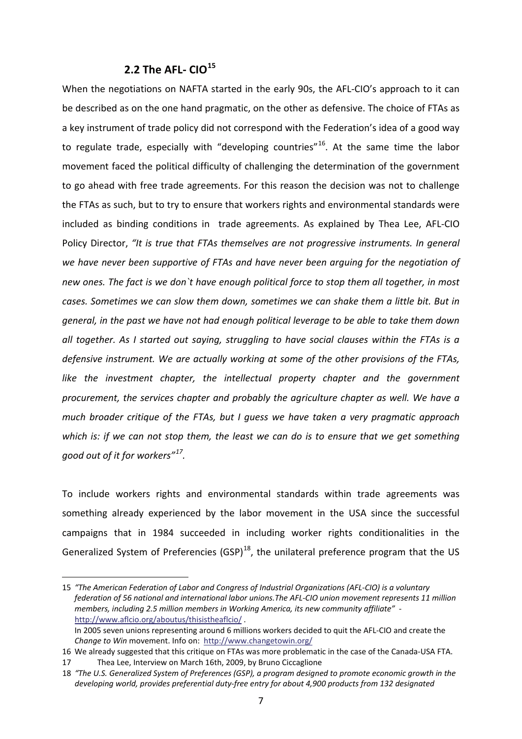## 2.2 The AFL- CIO[15]

When the negotiations on NAFTA started in the early 90s, the AFL-CIO's approach to it can be described as on the one hand pragmatic, on the other as defensive. The choice of FTAs as a key instrument of trade policy did not correspond with the Federation's idea of a good way to regulate trade, especially with "developing countries"[16]. At the same time the labor movement faced the political difficulty of challenging the determination of the government to go ahead with free trade agreements. For this reason the decision was not to challenge the FTAs as such, but to try to ensure that workers rights and environmental standards were included as binding conditions in trade agreements. As explained by Thea Lee, AFL-CIO Policy Director, *"It is true that FTAs themselves are not progressive instruments. In general we have never been supportive of FTAs and have never been arguing for the negotiation of new ones. The fact is we don`t have enough political force to stop them all together, in most cases. Sometimes we can slow them down, sometimes we can shake them a little bit. But in general, in the past we have not had enough political leverage to be able to take them down all together. As I started out saying, struggling to have social clauses within the FTAs is a defensive instrument. We are actually working at some of the other provisions of the FTAs, like the investment chapter, the intellectual property chapter and the government procurement, the services chapter and probably the agriculture chapter as well. We have a much broader critique of the FTAs, but I guess we have taken a very pragmatic approach which is: if we can not stop them, the least we can do is to ensure that we get something good out of it for workers"*[17].

To include workers rights and environmental standards within trade agreements was something already experienced by the labor movement in the USA since the successful campaigns that in 1984 succeeded in including worker rights conditionalities in the Generalized System of Preferencies (GSP)[18], the unilateral preference program that the US

---

15 *"The American Federation of Labor and Congress of Industrial Organizations (AFL-CIO) is a voluntary federation of 56 national and international labor unions.The AFL-CIO union movement represents 11 million members, including 2.5 million members in Working America, its new community affiliate"* - http://www.aflcio.org/aboutus/thisistheaflcio/ .
In 2005 seven unions representing around 6 millions workers decided to quit the AFL-CIO and create the *Change to Win* movement. Info on: http://www.changetowin.org/

16 We already suggested that this critique on FTAs was more problematic in the case of the Canada-USA FTA.

17 Thea Lee, Interview on March 16th, 2009, by Bruno Ciccaglione

18 *"The U.S. Generalized System of Preferences (GSP), a program designed to promote economic growth in the developing world, provides preferential duty-free entry for about 4,900 products from 132 designated*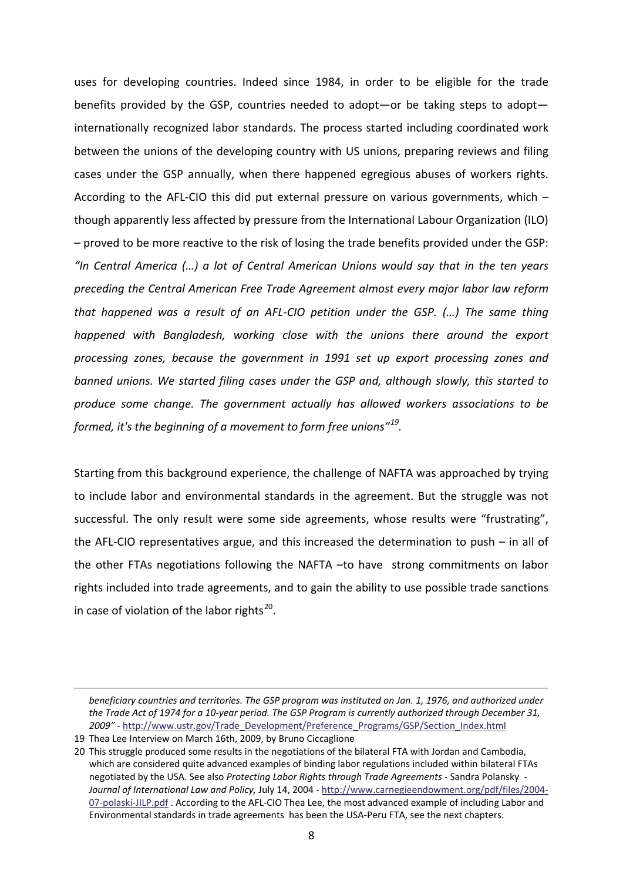uses for developing countries. Indeed since 1984, in order to be eligible for the trade benefits provided by the GSP, countries needed to adopt—or be taking steps to adopt—internationally recognized labor standards. The process started including coordinated work between the unions of the developing country with US unions, preparing reviews and filing cases under the GSP annually, when there happened egregious abuses of workers rights. According to the AFL-CIO this did put external pressure on various governments, which – though apparently less affected by pressure from the International Labour Organization (ILO) – proved to be more reactive to the risk of losing the trade benefits provided under the GSP: *"In Central America (…) a lot of Central American Unions would say that in the ten years preceding the Central American Free Trade Agreement almost every major labor law reform that happened was a result of an AFL-CIO petition under the GSP. (…) The same thing happened with Bangladesh, working close with the unions there around the export processing zones, because the government in 1991 set up export processing zones and banned unions. We started filing cases under the GSP and, although slowly, this started to produce some change. The government actually has allowed workers associations to be formed, it's the beginning of a movement to form free unions"*[19].

Starting from this background experience, the challenge of NAFTA was approached by trying to include labor and environmental standards in the agreement. But the struggle was not successful. The only result were some side agreements, whose results were "frustrating", the AFL-CIO representatives argue, and this increased the determination to push – in all of the other FTAs negotiations following the NAFTA –to have strong commitments on labor rights included into trade agreements, and to gain the ability to use possible trade sanctions in case of violation of the labor rights[20].

---

*beneficiary countries and territories. The GSP program was instituted on Jan. 1, 1976, and authorized under the Trade Act of 1974 for a 10-year period. The GSP Program is currently authorized through December 31, 2009"* - http://www.ustr.gov/Trade_Development/Preference_Programs/GSP/Section_Index.html

19 Thea Lee Interview on March 16th, 2009, by Bruno Ciccaglione

20 This struggle produced some results in the negotiations of the bilateral FTA with Jordan and Cambodia, which are considered quite advanced examples of binding labor regulations included within bilateral FTAs negotiated by the USA. See also *Protecting Labor Rights through Trade Agreements* - Sandra Polansky - *Journal of International Law and Policy,* July 14, 2004 - http://www.carnegieendowment.org/pdf/files/2004-07-polaski-JILP.pdf . According to the AFL-CIO Thea Lee, the most advanced example of including Labor and Environmental standards in trade agreements has been the USA-Peru FTA, see the next chapters.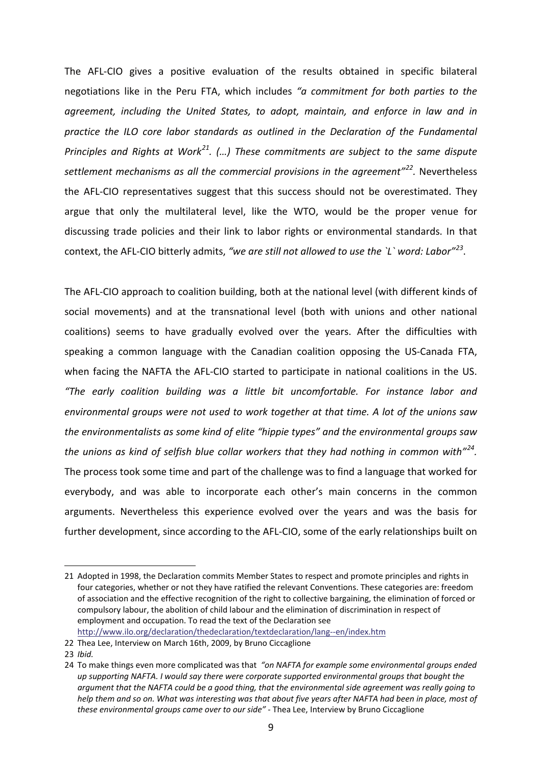The AFL-CIO gives a positive evaluation of the results obtained in specific bilateral negotiations like in the Peru FTA, which includes *"a commitment for both parties to the agreement, including the United States, to adopt, maintain, and enforce in law and in practice the ILO core labor standards as outlined in the Declaration of the Fundamental Principles and Rights at Work*[21]*. (…) These commitments are subject to the same dispute settlement mechanisms as all the commercial provisions in the agreement"*[22]. Nevertheless the AFL-CIO representatives suggest that this success should not be overestimated. They argue that only the multilateral level, like the WTO, would be the proper venue for discussing trade policies and their link to labor rights or environmental standards. In that context, the AFL-CIO bitterly admits, *"we are still not allowed to use the `L` word: Labor"*[23].

The AFL-CIO approach to coalition building, both at the national level (with different kinds of social movements) and at the transnational level (both with unions and other national coalitions) seems to have gradually evolved over the years. After the difficulties with speaking a common language with the Canadian coalition opposing the US-Canada FTA, when facing the NAFTA the AFL-CIO started to participate in national coalitions in the US. *"The early coalition building was a little bit uncomfortable. For instance labor and environmental groups were not used to work together at that time. A lot of the unions saw the environmentalists as some kind of elite "hippie types" and the environmental groups saw the unions as kind of selfish blue collar workers that they had nothing in common with"*[24]. The process took some time and part of the challenge was to find a language that worked for everybody, and was able to incorporate each other's main concerns in the common arguments. Nevertheless this experience evolved over the years and was the basis for further development, since according to the AFL-CIO, some of the early relationships built on

---

21 Adopted in 1998, the Declaration commits Member States to respect and promote principles and rights in four categories, whether or not they have ratified the relevant Conventions. These categories are: freedom of association and the effective recognition of the right to collective bargaining, the elimination of forced or compulsory labour, the abolition of child labour and the elimination of discrimination in respect of employment and occupation. To read the text of the Declaration see http://www.ilo.org/declaration/thedeclaration/textdeclaration/lang--en/index.htm

22 Thea Lee, Interview on March 16th, 2009, by Bruno Ciccaglione

23 *Ibid.*

24 To make things even more complicated was that *"on NAFTA for example some environmental groups ended up supporting NAFTA. I would say there were corporate supported environmental groups that bought the argument that the NAFTA could be a good thing, that the environmental side agreement was really going to help them and so on. What was interesting was that about five years after NAFTA had been in place, most of these environmental groups came over to our side"* - Thea Lee, Interview by Bruno Ciccaglione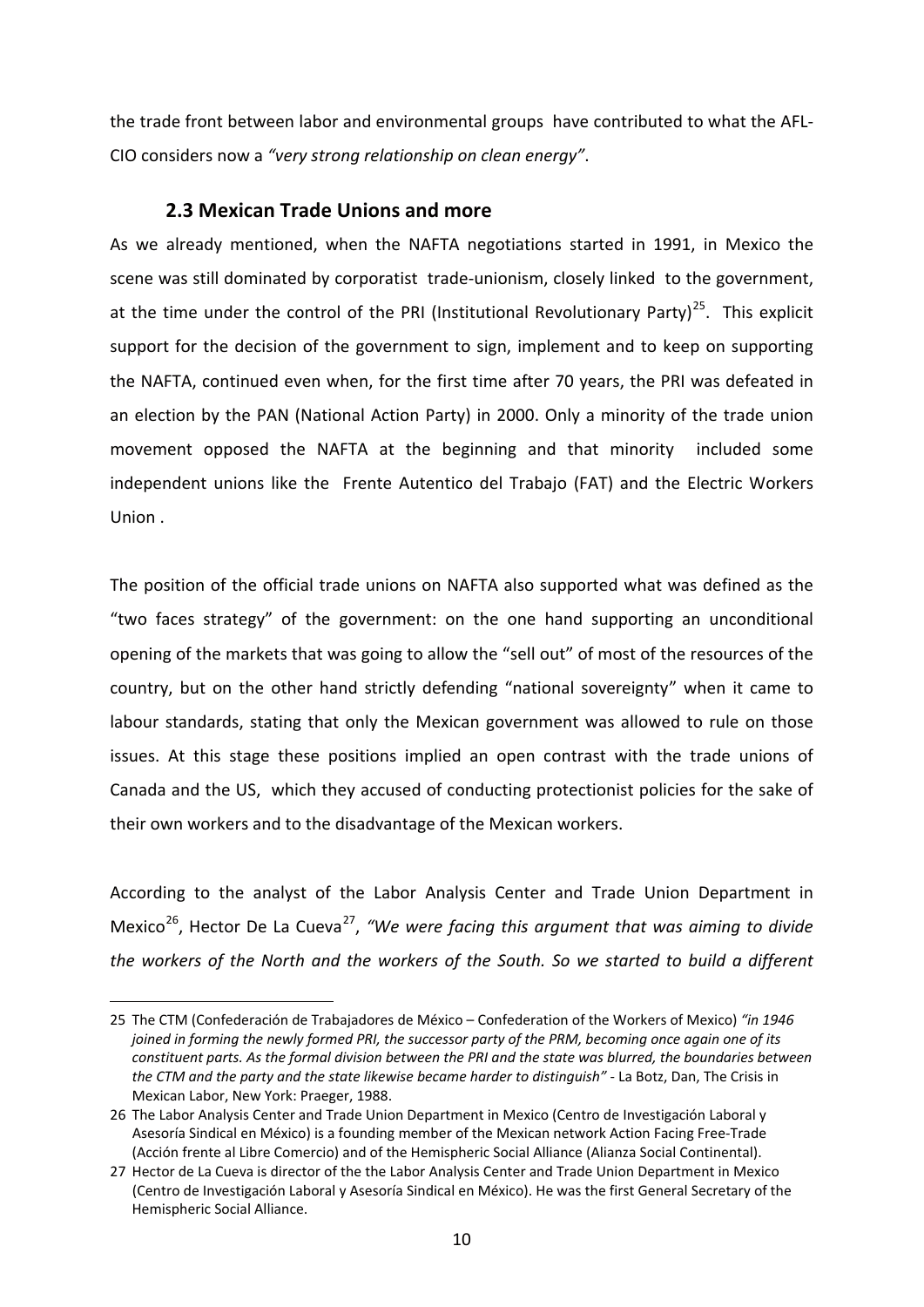the trade front between labor and environmental groups have contributed to what the AFL-CIO considers now a *"very strong relationship on clean energy"*.

### 2.3 Mexican Trade Unions and more

As we already mentioned, when the NAFTA negotiations started in 1991, in Mexico the scene was still dominated by corporatist trade-unionism, closely linked to the government, at the time under the control of the PRI (Institutional Revolutionary Party)[25]. This explicit support for the decision of the government to sign, implement and to keep on supporting the NAFTA, continued even when, for the first time after 70 years, the PRI was defeated in an election by the PAN (National Action Party) in 2000. Only a minority of the trade union movement opposed the NAFTA at the beginning and that minority included some independent unions like the Frente Autentico del Trabajo (FAT) and the Electric Workers Union .

The position of the official trade unions on NAFTA also supported what was defined as the "two faces strategy" of the government: on the one hand supporting an unconditional opening of the markets that was going to allow the "sell out" of most of the resources of the country, but on the other hand strictly defending "national sovereignty" when it came to labour standards, stating that only the Mexican government was allowed to rule on those issues. At this stage these positions implied an open contrast with the trade unions of Canada and the US, which they accused of conducting protectionist policies for the sake of their own workers and to the disadvantage of the Mexican workers.

According to the analyst of the Labor Analysis Center and Trade Union Department in Mexico[26], Hector De La Cueva[27], *"We were facing this argument that was aiming to divide the workers of the North and the workers of the South. So we started to build a different*

---

25 The CTM (Confederación de Trabajadores de México – Confederation of the Workers of Mexico) *"in 1946 joined in forming the newly formed PRI, the successor party of the PRM, becoming once again one of its constituent parts. As the formal division between the PRI and the state was blurred, the boundaries between the CTM and the party and the state likewise became harder to distinguish"* - La Botz, Dan, The Crisis in Mexican Labor, New York: Praeger, 1988.

26 The Labor Analysis Center and Trade Union Department in Mexico (Centro de Investigación Laboral y Asesoría Sindical en México) is a founding member of the Mexican network Action Facing Free-Trade (Acción frente al Libre Comercio) and of the Hemispheric Social Alliance (Alianza Social Continental).

27 Hector de La Cueva is director of the the Labor Analysis Center and Trade Union Department in Mexico (Centro de Investigación Laboral y Asesoría Sindical en México). He was the first General Secretary of the Hemispheric Social Alliance.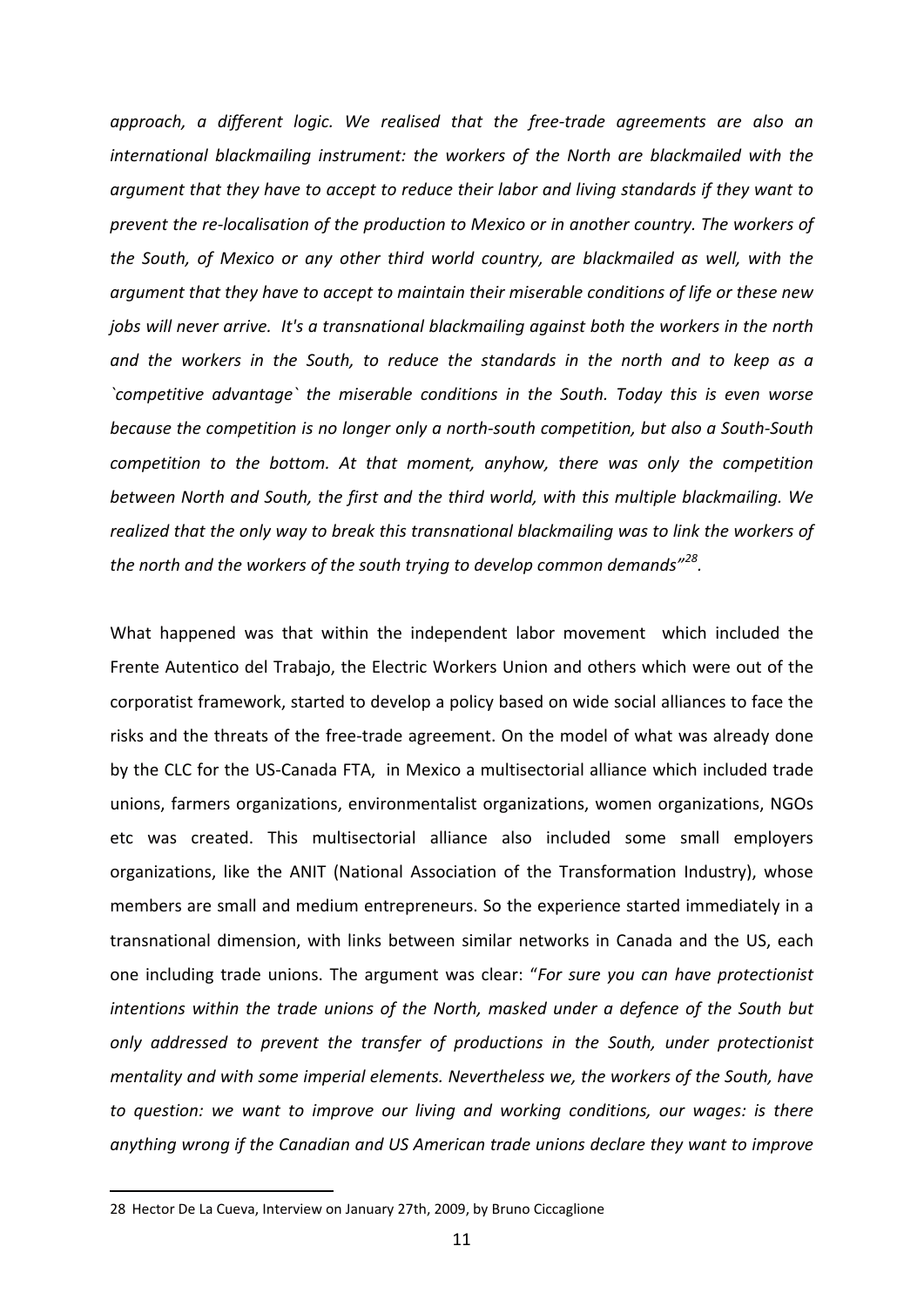*approach, a different logic. We realised that the free-trade agreements are also an international blackmailing instrument: the workers of the North are blackmailed with the argument that they have to accept to reduce their labor and living standards if they want to prevent the re-localisation of the production to Mexico or in another country. The workers of the South, of Mexico or any other third world country, are blackmailed as well, with the argument that they have to accept to maintain their miserable conditions of life or these new jobs will never arrive. It's a transnational blackmailing against both the workers in the north and the workers in the South, to reduce the standards in the north and to keep as a `competitive advantage` the miserable conditions in the South. Today this is even worse because the competition is no longer only a north-south competition, but also a South-South competition to the bottom. At that moment, anyhow, there was only the competition between North and South, the first and the third world, with this multiple blackmailing. We realized that the only way to break this transnational blackmailing was to link the workers of the north and the workers of the south trying to develop common demands"*[28].

What happened was that within the independent labor movement which included the Frente Autentico del Trabajo, the Electric Workers Union and others which were out of the corporatist framework, started to develop a policy based on wide social alliances to face the risks and the threats of the free-trade agreement. On the model of what was already done by the CLC for the US-Canada FTA, in Mexico a multisectorial alliance which included trade unions, farmers organizations, environmentalist organizations, women organizations, NGOs etc was created. This multisectorial alliance also included some small employers organizations, like the ANIT (National Association of the Transformation Industry), whose members are small and medium entrepreneurs. So the experience started immediately in a transnational dimension, with links between similar networks in Canada and the US, each one including trade unions. The argument was clear: "*For sure you can have protectionist intentions within the trade unions of the North, masked under a defence of the South but only addressed to prevent the transfer of productions in the South, under protectionist mentality and with some imperial elements. Nevertheless we, the workers of the South, have to question: we want to improve our living and working conditions, our wages: is there anything wrong if the Canadian and US American trade unions declare they want to improve*

28 Hector De La Cueva, Interview on January 27th, 2009, by Bruno Ciccaglione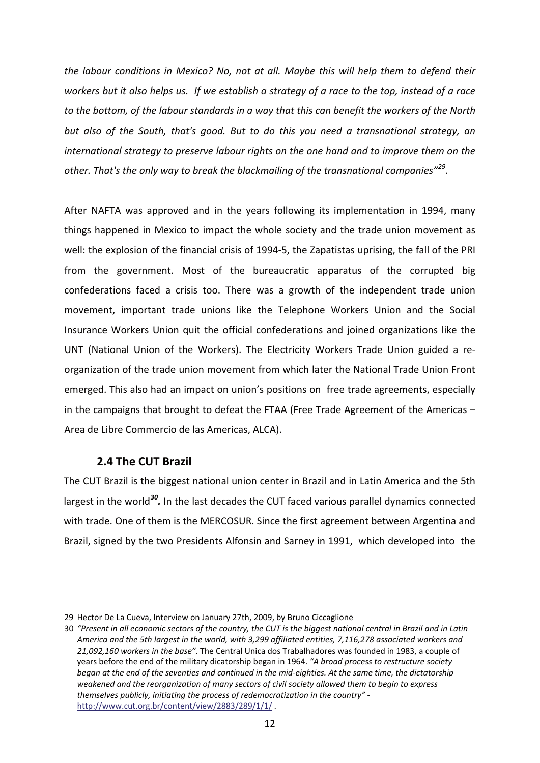*the labour conditions in Mexico? No, not at all. Maybe this will help them to defend their workers but it also helps us. If we establish a strategy of a race to the top, instead of a race to the bottom, of the labour standards in a way that this can benefit the workers of the North but also of the South, that's good. But to do this you need a transnational strategy, an international strategy to preserve labour rights on the one hand and to improve them on the other. That's the only way to break the blackmailing of the transnational companies"*[29].

After NAFTA was approved and in the years following its implementation in 1994, many things happened in Mexico to impact the whole society and the trade union movement as well: the explosion of the financial crisis of 1994-5, the Zapatistas uprising, the fall of the PRI from the government. Most of the bureaucratic apparatus of the corrupted big confederations faced a crisis too. There was a growth of the independent trade union movement, important trade unions like the Telephone Workers Union and the Social Insurance Workers Union quit the official confederations and joined organizations like the UNT (National Union of the Workers). The Electricity Workers Trade Union guided a re-organization of the trade union movement from which later the National Trade Union Front emerged. This also had an impact on union's positions on free trade agreements, especially in the campaigns that brought to defeat the FTAA (Free Trade Agreement of the Americas – Area de Libre Commercio de las Americas, ALCA).

### 2.4 The CUT Brazil

The CUT Brazil is the biggest national union center in Brazil and in Latin America and the 5th largest in the world[30]. In the last decades the CUT faced various parallel dynamics connected with trade. One of them is the MERCOSUR. Since the first agreement between Argentina and Brazil, signed by the two Presidents Alfonsin and Sarney in 1991, which developed into the

---

29 Hector De La Cueva, Interview on January 27th, 2009, by Bruno Ciccaglione

30 *"Present in all economic sectors of the country, the CUT is the biggest national central in Brazil and in Latin America and the 5th largest in the world, with 3,299 affiliated entities, 7,116,278 associated workers and 21,092,160 workers in the base"*. The Central Unica dos Trabalhadores was founded in 1983, a couple of years before the end of the military dicatorship began in 1964. *"A broad process to restructure society began at the end of the seventies and continued in the mid-eighties. At the same time, the dictatorship weakened and the reorganization of many sectors of civil society allowed them to begin to express themselves publicly, initiating the process of redemocratization in the country"* - http://www.cut.org.br/content/view/2883/289/1/1/ .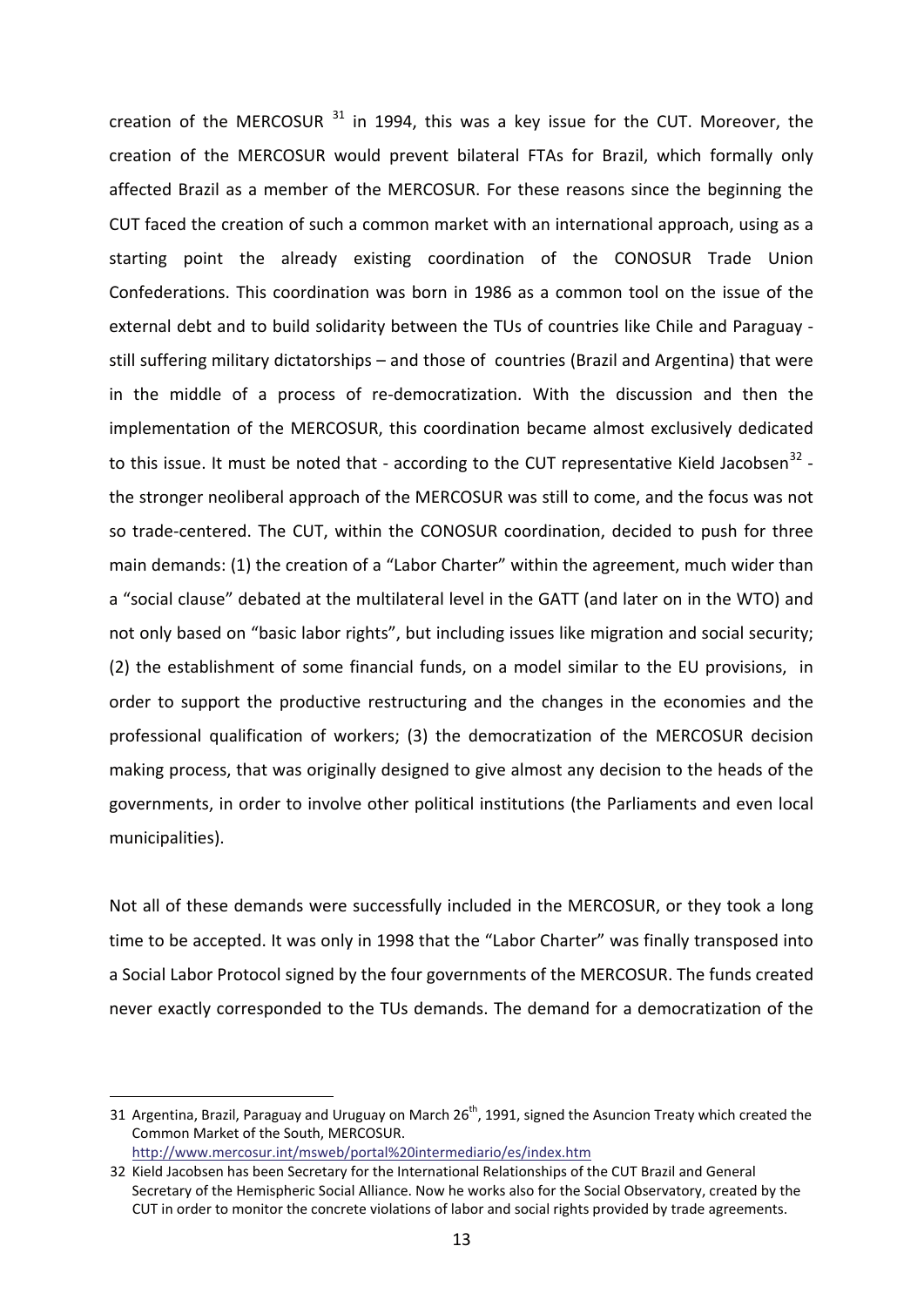creation of the MERCOSUR [31] in 1994, this was a key issue for the CUT. Moreover, the creation of the MERCOSUR would prevent bilateral FTAs for Brazil, which formally only affected Brazil as a member of the MERCOSUR. For these reasons since the beginning the CUT faced the creation of such a common market with an international approach, using as a starting point the already existing coordination of the CONOSUR Trade Union Confederations. This coordination was born in 1986 as a common tool on the issue of the external debt and to build solidarity between the TUs of countries like Chile and Paraguay - still suffering military dictatorships – and those of countries (Brazil and Argentina) that were in the middle of a process of re-democratization. With the discussion and then the implementation of the MERCOSUR, this coordination became almost exclusively dedicated to this issue. It must be noted that - according to the CUT representative Kield Jacobsen[32] - the stronger neoliberal approach of the MERCOSUR was still to come, and the focus was not so trade-centered. The CUT, within the CONOSUR coordination, decided to push for three main demands: (1) the creation of a "Labor Charter" within the agreement, much wider than a "social clause" debated at the multilateral level in the GATT (and later on in the WTO) and not only based on "basic labor rights", but including issues like migration and social security; (2) the establishment of some financial funds, on a model similar to the EU provisions, in order to support the productive restructuring and the changes in the economies and the professional qualification of workers; (3) the democratization of the MERCOSUR decision making process, that was originally designed to give almost any decision to the heads of the governments, in order to involve other political institutions (the Parliaments and even local municipalities).

Not all of these demands were successfully included in the MERCOSUR, or they took a long time to be accepted. It was only in 1998 that the "Labor Charter" was finally transposed into a Social Labor Protocol signed by the four governments of the MERCOSUR. The funds created never exactly corresponded to the TUs demands. The demand for a democratization of the

---

31 Argentina, Brazil, Paraguay and Uruguay on March 26th, 1991, signed the Asuncion Treaty which created the Common Market of the South, MERCOSUR. http://www.mercosur.int/msweb/portal%20intermediario/es/index.htm

32 Kield Jacobsen has been Secretary for the International Relationships of the CUT Brazil and General Secretary of the Hemispheric Social Alliance. Now he works also for the Social Observatory, created by the CUT in order to monitor the concrete violations of labor and social rights provided by trade agreements.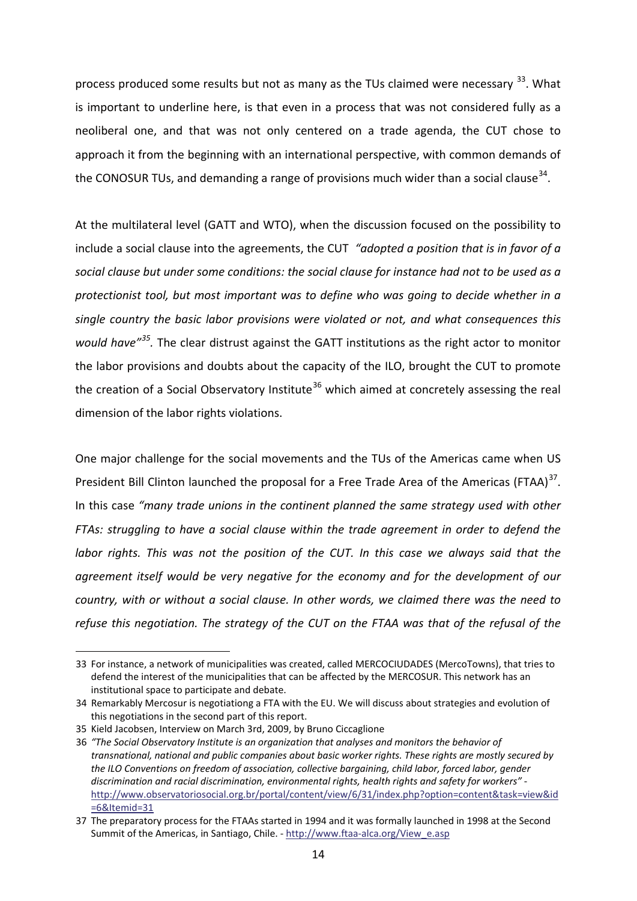process produced some results but not as many as the TUs claimed were necessary [33]. What is important to underline here, is that even in a process that was not considered fully as a neoliberal one, and that was not only centered on a trade agenda, the CUT chose to approach it from the beginning with an international perspective, with common demands of the CONOSUR TUs, and demanding a range of provisions much wider than a social clause[34].

At the multilateral level (GATT and WTO), when the discussion focused on the possibility to include a social clause into the agreements, the CUT *"adopted a position that is in favor of a social clause but under some conditions: the social clause for instance had not to be used as a protectionist tool, but most important was to define who was going to decide whether in a single country the basic labor provisions were violated or not, and what consequences this would have"*[35]. The clear distrust against the GATT institutions as the right actor to monitor the labor provisions and doubts about the capacity of the ILO, brought the CUT to promote the creation of a Social Observatory Institute[36] which aimed at concretely assessing the real dimension of the labor rights violations.

One major challenge for the social movements and the TUs of the Americas came when US President Bill Clinton launched the proposal for a Free Trade Area of the Americas (FTAA)[37]. In this case *"many trade unions in the continent planned the same strategy used with other FTAs: struggling to have a social clause within the trade agreement in order to defend the labor rights. This was not the position of the CUT. In this case we always said that the agreement itself would be very negative for the economy and for the development of our country, with or without a social clause. In other words, we claimed there was the need to refuse this negotiation. The strategy of the CUT on the FTAA was that of the refusal of the*

---

33 For instance, a network of municipalities was created, called MERCOCIUDADES (MercoTowns), that tries to defend the interest of the municipalities that can be affected by the MERCOSUR. This network has an institutional space to participate and debate.

34 Remarkably Mercosur is negotiationg a FTA with the EU. We will discuss about strategies and evolution of this negotiations in the second part of this report.

35 Kield Jacobsen, Interview on March 3rd, 2009, by Bruno Ciccaglione

36 *"The Social Observatory Institute is an organization that analyses and monitors the behavior of transnational, national and public companies about basic worker rights. These rights are mostly secured by the ILO Conventions on freedom of association, collective bargaining, child labor, forced labor, gender discrimination and racial discrimination, environmental rights, health rights and safety for workers"* - http://www.observatoriosocial.org.br/portal/content/view/6/31/index.php?option=content&task=view&id=6&Itemid=31

37 The preparatory process for the FTAAs started in 1994 and it was formally launched in 1998 at the Second Summit of the Americas, in Santiago, Chile. - http://www.ftaa-alca.org/View_e.asp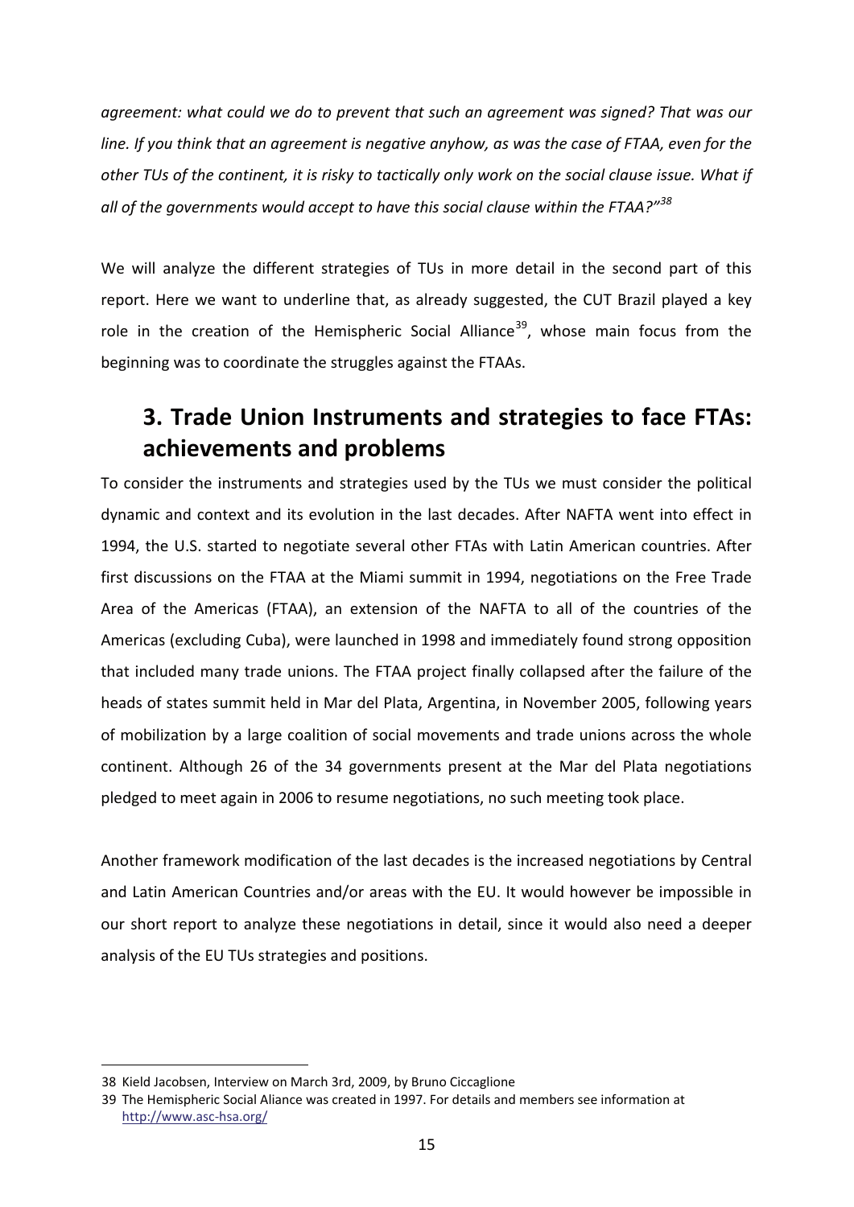*agreement: what could we do to prevent that such an agreement was signed? That was our line. If you think that an agreement is negative anyhow, as was the case of FTAA, even for the other TUs of the continent, it is risky to tactically only work on the social clause issue. What if all of the governments would accept to have this social clause within the FTAA?"*[38]

We will analyze the different strategies of TUs in more detail in the second part of this report. Here we want to underline that, as already suggested, the CUT Brazil played a key role in the creation of the Hemispheric Social Alliance[39], whose main focus from the beginning was to coordinate the struggles against the FTAAs.

## 3. Trade Union Instruments and strategies to face FTAs: achievements and problems

To consider the instruments and strategies used by the TUs we must consider the political dynamic and context and its evolution in the last decades. After NAFTA went into effect in 1994, the U.S. started to negotiate several other FTAs with Latin American countries. After first discussions on the FTAA at the Miami summit in 1994, negotiations on the Free Trade Area of the Americas (FTAA), an extension of the NAFTA to all of the countries of the Americas (excluding Cuba), were launched in 1998 and immediately found strong opposition that included many trade unions. The FTAA project finally collapsed after the failure of the heads of states summit held in Mar del Plata, Argentina, in November 2005, following years of mobilization by a large coalition of social movements and trade unions across the whole continent. Although 26 of the 34 governments present at the Mar del Plata negotiations pledged to meet again in 2006 to resume negotiations, no such meeting took place.

Another framework modification of the last decades is the increased negotiations by Central and Latin American Countries and/or areas with the EU. It would however be impossible in our short report to analyze these negotiations in detail, since it would also need a deeper analysis of the EU TUs strategies and positions.

---

38 Kield Jacobsen, Interview on March 3rd, 2009, by Bruno Ciccaglione

39 The Hemispheric Social Aliance was created in 1997. For details and members see information at http://www.asc-hsa.org/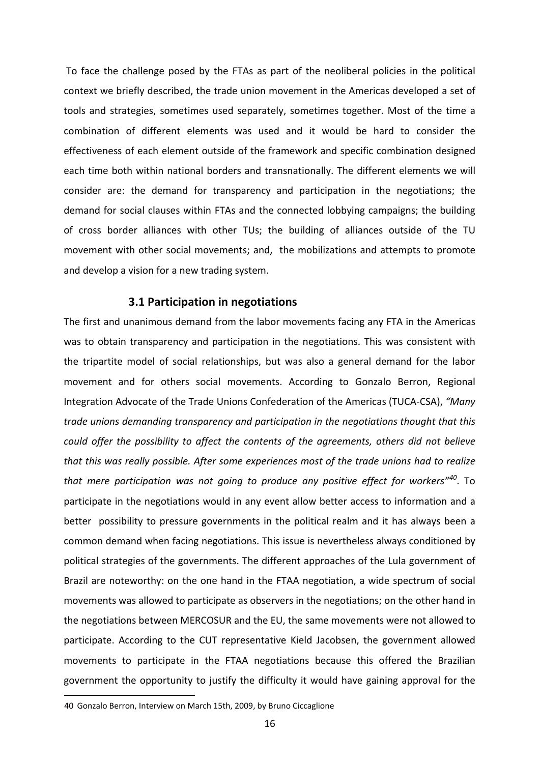To face the challenge posed by the FTAs as part of the neoliberal policies in the political context we briefly described, the trade union movement in the Americas developed a set of tools and strategies, sometimes used separately, sometimes together. Most of the time a combination of different elements was used and it would be hard to consider the effectiveness of each element outside of the framework and specific combination designed each time both within national borders and transnationally. The different elements we will consider are: the demand for transparency and participation in the negotiations; the demand for social clauses within FTAs and the connected lobbying campaigns; the building of cross border alliances with other TUs; the building of alliances outside of the TU movement with other social movements; and, the mobilizations and attempts to promote and develop a vision for a new trading system.

### 3.1 Participation in negotiations

The first and unanimous demand from the labor movements facing any FTA in the Americas was to obtain transparency and participation in the negotiations. This was consistent with the tripartite model of social relationships, but was also a general demand for the labor movement and for others social movements. According to Gonzalo Berron, Regional Integration Advocate of the Trade Unions Confederation of the Americas (TUCA-CSA), *"Many trade unions demanding transparency and participation in the negotiations thought that this could offer the possibility to affect the contents of the agreements, others did not believe that this was really possible. After some experiences most of the trade unions had to realize that mere participation was not going to produce any positive effect for workers"*[40]. To participate in the negotiations would in any event allow better access to information and a better possibility to pressure governments in the political realm and it has always been a common demand when facing negotiations. This issue is nevertheless always conditioned by political strategies of the governments. The different approaches of the Lula government of Brazil are noteworthy: on the one hand in the FTAA negotiation, a wide spectrum of social movements was allowed to participate as observers in the negotiations; on the other hand in the negotiations between MERCOSUR and the EU, the same movements were not allowed to participate. According to the CUT representative Kield Jacobsen, the government allowed movements to participate in the FTAA negotiations because this offered the Brazilian government the opportunity to justify the difficulty it would have gaining approval for the

40 Gonzalo Berron, Interview on March 15th, 2009, by Bruno Ciccaglione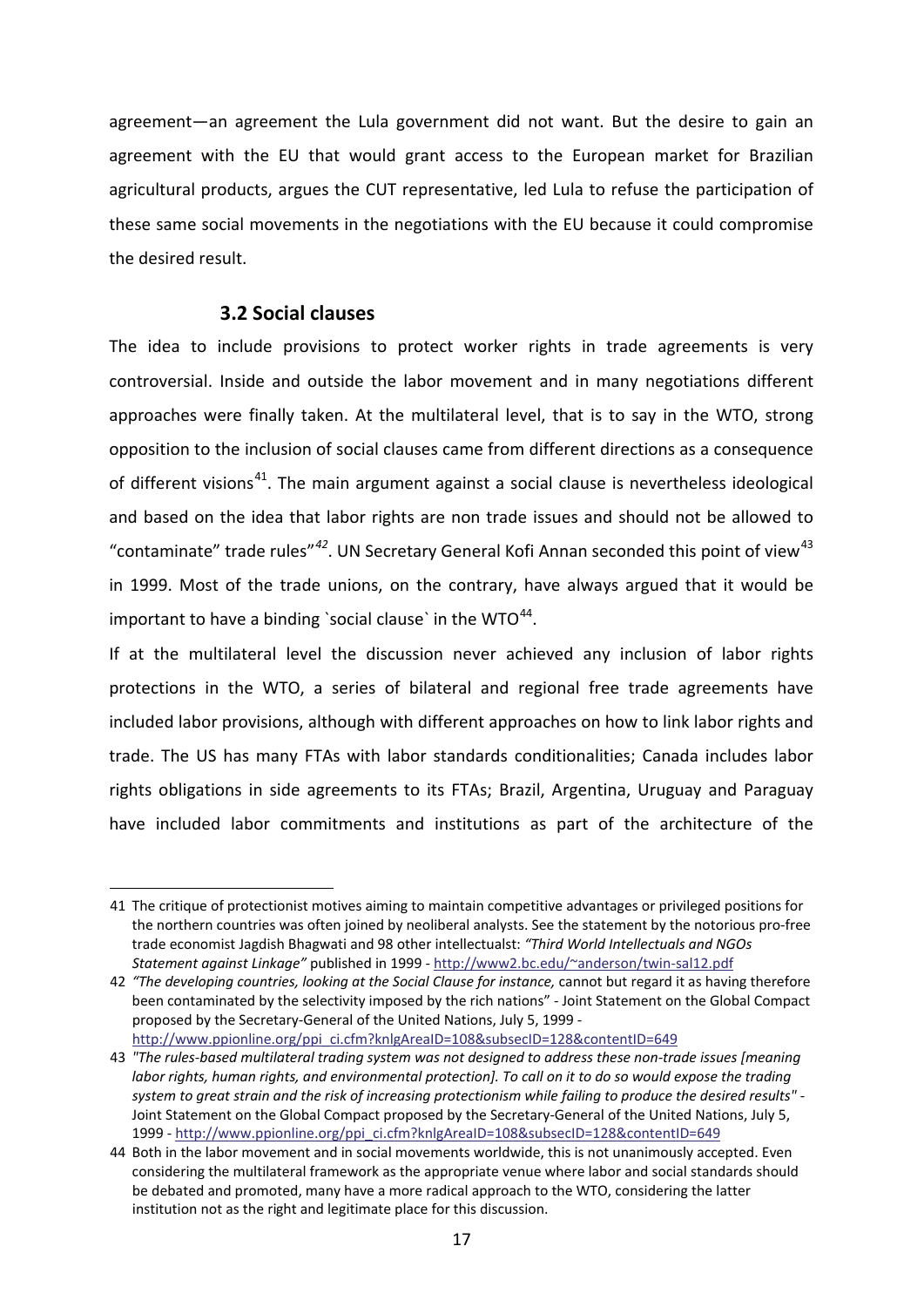agreement—an agreement the Lula government did not want. But the desire to gain an agreement with the EU that would grant access to the European market for Brazilian agricultural products, argues the CUT representative, led Lula to refuse the participation of these same social movements in the negotiations with the EU because it could compromise the desired result.

### 3.2 Social clauses

The idea to include provisions to protect worker rights in trade agreements is very controversial. Inside and outside the labor movement and in many negotiations different approaches were finally taken. At the multilateral level, that is to say in the WTO, strong opposition to the inclusion of social clauses came from different directions as a consequence of different visions[41]. The main argument against a social clause is nevertheless ideological and based on the idea that labor rights are non trade issues and should not be allowed to "contaminate" trade rules"[42]. UN Secretary General Kofi Annan seconded this point of view[43] in 1999. Most of the trade unions, on the contrary, have always argued that it would be important to have a binding `social clause` in the WTO[44].

If at the multilateral level the discussion never achieved any inclusion of labor rights protections in the WTO, a series of bilateral and regional free trade agreements have included labor provisions, although with different approaches on how to link labor rights and trade. The US has many FTAs with labor standards conditionalities; Canada includes labor rights obligations in side agreements to its FTAs; Brazil, Argentina, Uruguay and Paraguay have included labor commitments and institutions as part of the architecture of the

---

41 The critique of protectionist motives aiming to maintain competitive advantages or privileged positions for the northern countries was often joined by neoliberal analysts. See the statement by the notorious pro-free trade economist Jagdish Bhagwati and 98 other intellectualst: *"Third World Intellectuals and NGOs Statement against Linkage"* published in 1999 - http://www2.bc.edu/~anderson/twin-sal12.pdf

42 *"The developing countries, looking at the Social Clause for instance,* cannot but regard it as having therefore been contaminated by the selectivity imposed by the rich nations" - Joint Statement on the Global Compact proposed by the Secretary-General of the United Nations, July 5, 1999 - http://www.ppionline.org/ppi_ci.cfm?knlgAreaID=108&subsecID=128&contentID=649

43 *"The rules-based multilateral trading system was not designed to address these non-trade issues [meaning labor rights, human rights, and environmental protection]. To call on it to do so would expose the trading system to great strain and the risk of increasing protectionism while failing to produce the desired results"* - Joint Statement on the Global Compact proposed by the Secretary-General of the United Nations, July 5, 1999 - http://www.ppionline.org/ppi_ci.cfm?knlgAreaID=108&subsecID=128&contentID=649

44 Both in the labor movement and in social movements worldwide, this is not unanimously accepted. Even considering the multilateral framework as the appropriate venue where labor and social standards should be debated and promoted, many have a more radical approach to the WTO, considering the latter institution not as the right and legitimate place for this discussion.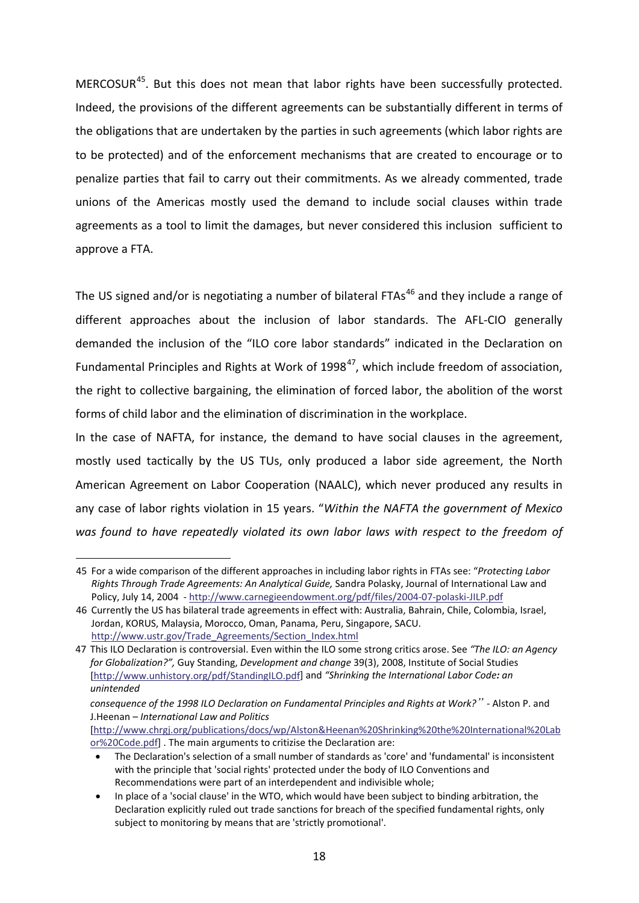MERCOSUR[45]. But this does not mean that labor rights have been successfully protected. Indeed, the provisions of the different agreements can be substantially different in terms of the obligations that are undertaken by the parties in such agreements (which labor rights are to be protected) and of the enforcement mechanisms that are created to encourage or to penalize parties that fail to carry out their commitments. As we already commented, trade unions of the Americas mostly used the demand to include social clauses within trade agreements as a tool to limit the damages, but never considered this inclusion sufficient to approve a FTA.

The US signed and/or is negotiating a number of bilateral FTAs[46] and they include a range of different approaches about the inclusion of labor standards. The AFL-CIO generally demanded the inclusion of the "ILO core labor standards" indicated in the Declaration on Fundamental Principles and Rights at Work of 1998[47], which include freedom of association, the right to collective bargaining, the elimination of forced labor, the abolition of the worst forms of child labor and the elimination of discrimination in the workplace.

In the case of NAFTA, for instance, the demand to have social clauses in the agreement, mostly used tactically by the US TUs, only produced a labor side agreement, the North American Agreement on Labor Cooperation (NAALC), which never produced any results in any case of labor rights violation in 15 years. "*Within the NAFTA the government of Mexico was found to have repeatedly violated its own labor laws with respect to the freedom of*

---

45 For a wide comparison of the different approaches in including labor rights in FTAs see: "*Protecting Labor Rights Through Trade Agreements: An Analytical Guide,* Sandra Polasky, Journal of International Law and Policy, July 14, 2004 - http://www.carnegieendowment.org/pdf/files/2004-07-polaski-JILP.pdf

46 Currently the US has bilateral trade agreements in effect with: Australia, Bahrain, Chile, Colombia, Israel, Jordan, KORUS, Malaysia, Morocco, Oman, Panama, Peru, Singapore, SACU. http://www.ustr.gov/Trade_Agreements/Section_Index.html

47 This ILO Declaration is controversial. Even within the ILO some strong critics arose. See *"The ILO: an Agency for Globalization?",* Guy Standing, *Development and change* 39(3), 2008, Institute of Social Studies [http://www.unhistory.org/pdf/StandingILO.pdf] and *"Shrinking the International Labor Code: an unintended consequence of the 1998 ILO Declaration on Fundamental Principles and Rights at Work?"* - Alston P. and J.Heenan – *International Law and Politics* [http://www.chrgj.org/publications/docs/wp/Alston&Heenan%20Shrinking%20the%20International%20Labor%20Code.pdf] . The main arguments to critizise the Declaration are:

- The Declaration's selection of a small number of standards as 'core' and 'fundamental' is inconsistent with the principle that 'social rights' protected under the body of ILO Conventions and Recommendations were part of an interdependent and indivisible whole;
- In place of a 'social clause' in the WTO, which would have been subject to binding arbitration, the Declaration explicitly ruled out trade sanctions for breach of the specified fundamental rights, only subject to monitoring by means that are 'strictly promotional'.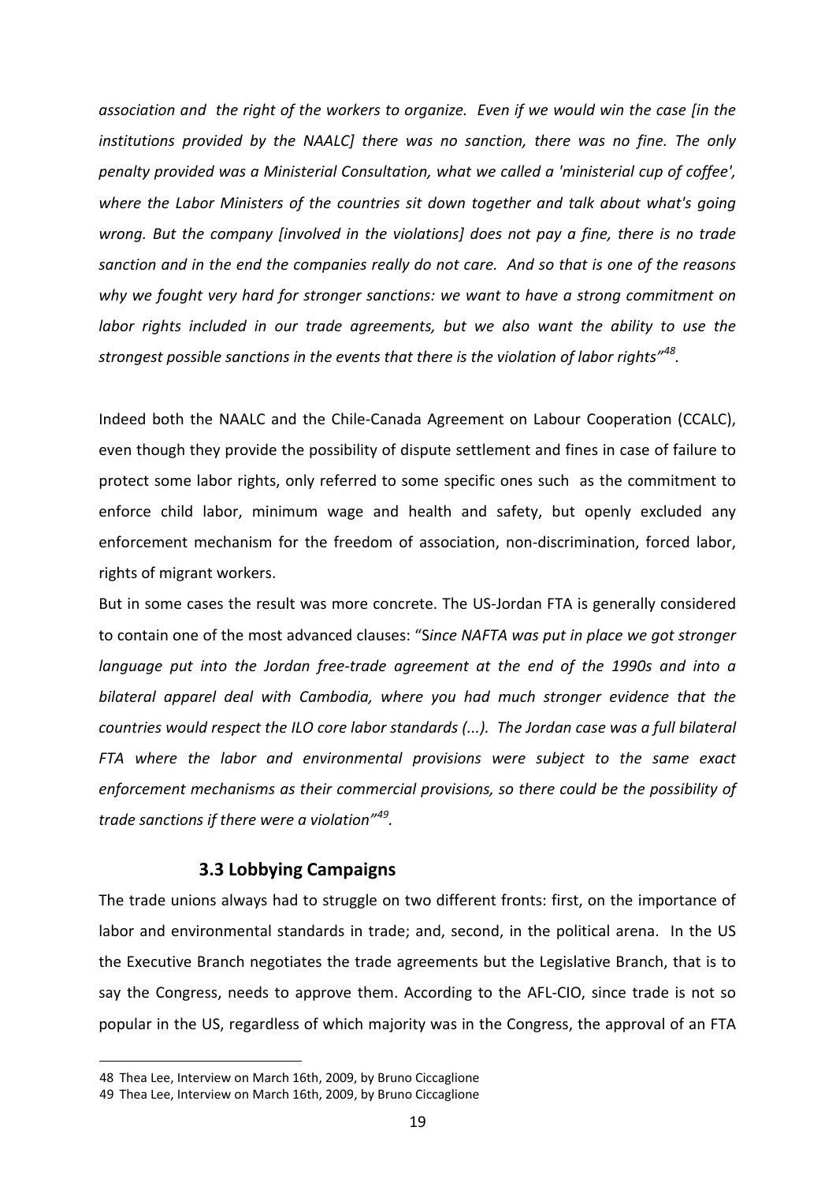*association and the right of the workers to organize. Even if we would win the case [in the institutions provided by the NAALC] there was no sanction, there was no fine. The only penalty provided was a Ministerial Consultation, what we called a 'ministerial cup of coffee', where the Labor Ministers of the countries sit down together and talk about what's going wrong. But the company [involved in the violations] does not pay a fine, there is no trade sanction and in the end the companies really do not care. And so that is one of the reasons why we fought very hard for stronger sanctions: we want to have a strong commitment on labor rights included in our trade agreements, but we also want the ability to use the strongest possible sanctions in the events that there is the violation of labor rights"*[48].

Indeed both the NAALC and the Chile-Canada Agreement on Labour Cooperation (CCALC), even though they provide the possibility of dispute settlement and fines in case of failure to protect some labor rights, only referred to some specific ones such as the commitment to enforce child labor, minimum wage and health and safety, but openly excluded any enforcement mechanism for the freedom of association, non-discrimination, forced labor, rights of migrant workers.

But in some cases the result was more concrete. The US-Jordan FTA is generally considered to contain one of the most advanced clauses: "S*ince NAFTA was put in place we got stronger language put into the Jordan free-trade agreement at the end of the 1990s and into a bilateral apparel deal with Cambodia, where you had much stronger evidence that the countries would respect the ILO core labor standards (...). The Jordan case was a full bilateral FTA where the labor and environmental provisions were subject to the same exact enforcement mechanisms as their commercial provisions, so there could be the possibility of trade sanctions if there were a violation"*[49].

### 3.3 Lobbying Campaigns

The trade unions always had to struggle on two different fronts: first, on the importance of labor and environmental standards in trade; and, second, in the political arena. In the US the Executive Branch negotiates the trade agreements but the Legislative Branch, that is to say the Congress, needs to approve them. According to the AFL-CIO, since trade is not so popular in the US, regardless of which majority was in the Congress, the approval of an FTA

48 Thea Lee, Interview on March 16th, 2009, by Bruno Ciccaglione

49 Thea Lee, Interview on March 16th, 2009, by Bruno Ciccaglione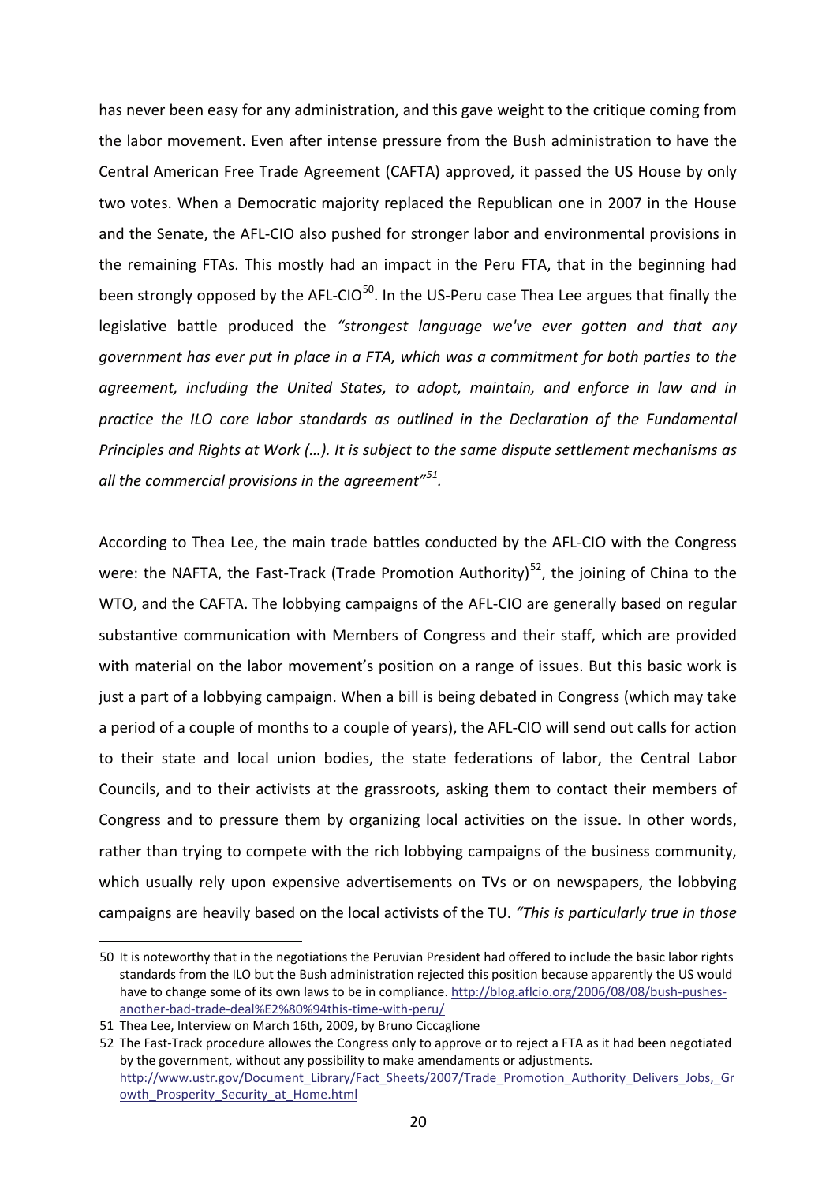has never been easy for any administration, and this gave weight to the critique coming from the labor movement. Even after intense pressure from the Bush administration to have the Central American Free Trade Agreement (CAFTA) approved, it passed the US House by only two votes. When a Democratic majority replaced the Republican one in 2007 in the House and the Senate, the AFL-CIO also pushed for stronger labor and environmental provisions in the remaining FTAs. This mostly had an impact in the Peru FTA, that in the beginning had been strongly opposed by the AFL-CIO[50]. In the US-Peru case Thea Lee argues that finally the legislative battle produced the *"strongest language we've ever gotten and that any government has ever put in place in a FTA, which was a commitment for both parties to the agreement, including the United States, to adopt, maintain, and enforce in law and in practice the ILO core labor standards as outlined in the Declaration of the Fundamental Principles and Rights at Work (…). It is subject to the same dispute settlement mechanisms as all the commercial provisions in the agreement"*[51].

According to Thea Lee, the main trade battles conducted by the AFL-CIO with the Congress were: the NAFTA, the Fast-Track (Trade Promotion Authority)[52], the joining of China to the WTO, and the CAFTA. The lobbying campaigns of the AFL-CIO are generally based on regular substantive communication with Members of Congress and their staff, which are provided with material on the labor movement's position on a range of issues. But this basic work is just a part of a lobbying campaign. When a bill is being debated in Congress (which may take a period of a couple of months to a couple of years), the AFL-CIO will send out calls for action to their state and local union bodies, the state federations of labor, the Central Labor Councils, and to their activists at the grassroots, asking them to contact their members of Congress and to pressure them by organizing local activities on the issue. In other words, rather than trying to compete with the rich lobbying campaigns of the business community, which usually rely upon expensive advertisements on TVs or on newspapers, the lobbying campaigns are heavily based on the local activists of the TU. *"This is particularly true in those*

---

50 It is noteworthy that in the negotiations the Peruvian President had offered to include the basic labor rights standards from the ILO but the Bush administration rejected this position because apparently the US would have to change some of its own laws to be in compliance. http://blog.aflcio.org/2006/08/08/bush-pushes-another-bad-trade-deal%E2%80%94this-time-with-peru/

51 Thea Lee, Interview on March 16th, 2009, by Bruno Ciccaglione

52 The Fast-Track procedure allowes the Congress only to approve or to reject a FTA as it had been negotiated by the government, without any possibility to make amendaments or adjustments. http://www.ustr.gov/Document_Library/Fact_Sheets/2007/Trade_Promotion_Authority_Delivers_Jobs,_Growth_Prosperity_Security_at_Home.html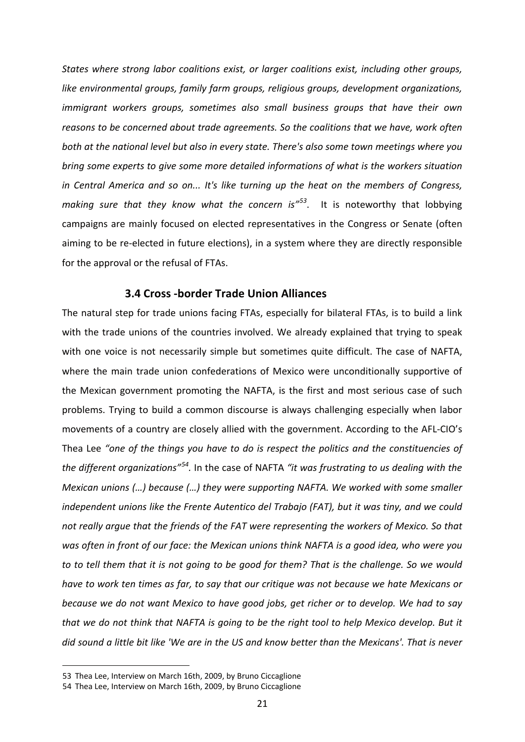*States where strong labor coalitions exist, or larger coalitions exist, including other groups, like environmental groups, family farm groups, religious groups, development organizations, immigrant workers groups, sometimes also small business groups that have their own reasons to be concerned about trade agreements. So the coalitions that we have, work often both at the national level but also in every state. There's also some town meetings where you bring some experts to give some more detailed informations of what is the workers situation in Central America and so on... It's like turning up the heat on the members of Congress, making sure that they know what the concern is"*[53]. It is noteworthy that lobbying campaigns are mainly focused on elected representatives in the Congress or Senate (often aiming to be re-elected in future elections), in a system where they are directly responsible for the approval or the refusal of FTAs.

### 3.4 Cross -border Trade Union Alliances

The natural step for trade unions facing FTAs, especially for bilateral FTAs, is to build a link with the trade unions of the countries involved. We already explained that trying to speak with one voice is not necessarily simple but sometimes quite difficult. The case of NAFTA, where the main trade union confederations of Mexico were unconditionally supportive of the Mexican government promoting the NAFTA, is the first and most serious case of such problems. Trying to build a common discourse is always challenging especially when labor movements of a country are closely allied with the government. According to the AFL-CIO's Thea Lee *"one of the things you have to do is respect the politics and the constituencies of the different organizations"*[54]. In the case of NAFTA *"it was frustrating to us dealing with the Mexican unions (…) because (…) they were supporting NAFTA. We worked with some smaller independent unions like the Frente Autentico del Trabajo (FAT), but it was tiny, and we could not really argue that the friends of the FAT were representing the workers of Mexico. So that was often in front of our face: the Mexican unions think NAFTA is a good idea, who were you to to tell them that it is not going to be good for them? That is the challenge. So we would have to work ten times as far, to say that our critique was not because we hate Mexicans or because we do not want Mexico to have good jobs, get richer or to develop. We had to say that we do not think that NAFTA is going to be the right tool to help Mexico develop. But it did sound a little bit like 'We are in the US and know better than the Mexicans'. That is never*

---

53 Thea Lee, Interview on March 16th, 2009, by Bruno Ciccaglione

54 Thea Lee, Interview on March 16th, 2009, by Bruno Ciccaglione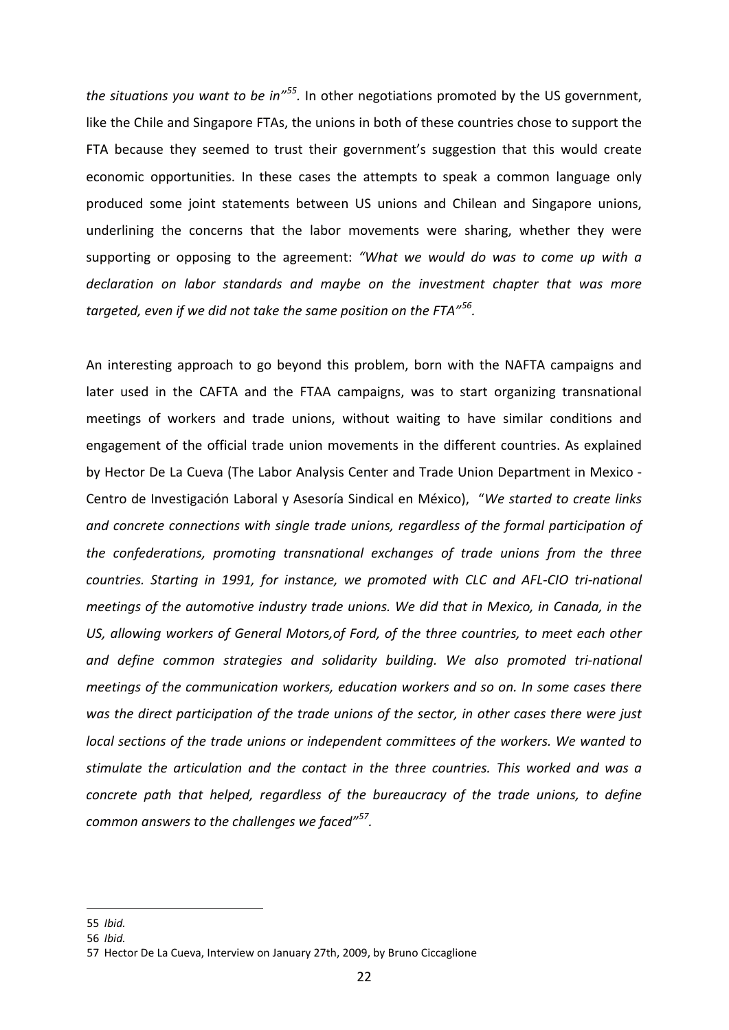*the situations you want to be in"*[55]. In other negotiations promoted by the US government, like the Chile and Singapore FTAs, the unions in both of these countries chose to support the FTA because they seemed to trust their government's suggestion that this would create economic opportunities. In these cases the attempts to speak a common language only produced some joint statements between US unions and Chilean and Singapore unions, underlining the concerns that the labor movements were sharing, whether they were supporting or opposing to the agreement: *"What we would do was to come up with a declaration on labor standards and maybe on the investment chapter that was more targeted, even if we did not take the same position on the FTA"*[56].

An interesting approach to go beyond this problem, born with the NAFTA campaigns and later used in the CAFTA and the FTAA campaigns, was to start organizing transnational meetings of workers and trade unions, without waiting to have similar conditions and engagement of the official trade union movements in the different countries. As explained by Hector De La Cueva (The Labor Analysis Center and Trade Union Department in Mexico - Centro de Investigación Laboral y Asesoría Sindical en México), "*We started to create links and concrete connections with single trade unions, regardless of the formal participation of the confederations, promoting transnational exchanges of trade unions from the three countries. Starting in 1991, for instance, we promoted with CLC and AFL-CIO tri-national meetings of the automotive industry trade unions. We did that in Mexico, in Canada, in the US, allowing workers of General Motors,of Ford, of the three countries, to meet each other and define common strategies and solidarity building. We also promoted tri-national meetings of the communication workers, education workers and so on. In some cases there was the direct participation of the trade unions of the sector, in other cases there were just local sections of the trade unions or independent committees of the workers. We wanted to stimulate the articulation and the contact in the three countries. This worked and was a concrete path that helped, regardless of the bureaucracy of the trade unions, to define common answers to the challenges we faced"*[57].

---

55 *Ibid.*

56 *Ibid.*

57 Hector De La Cueva, Interview on January 27th, 2009, by Bruno Ciccaglione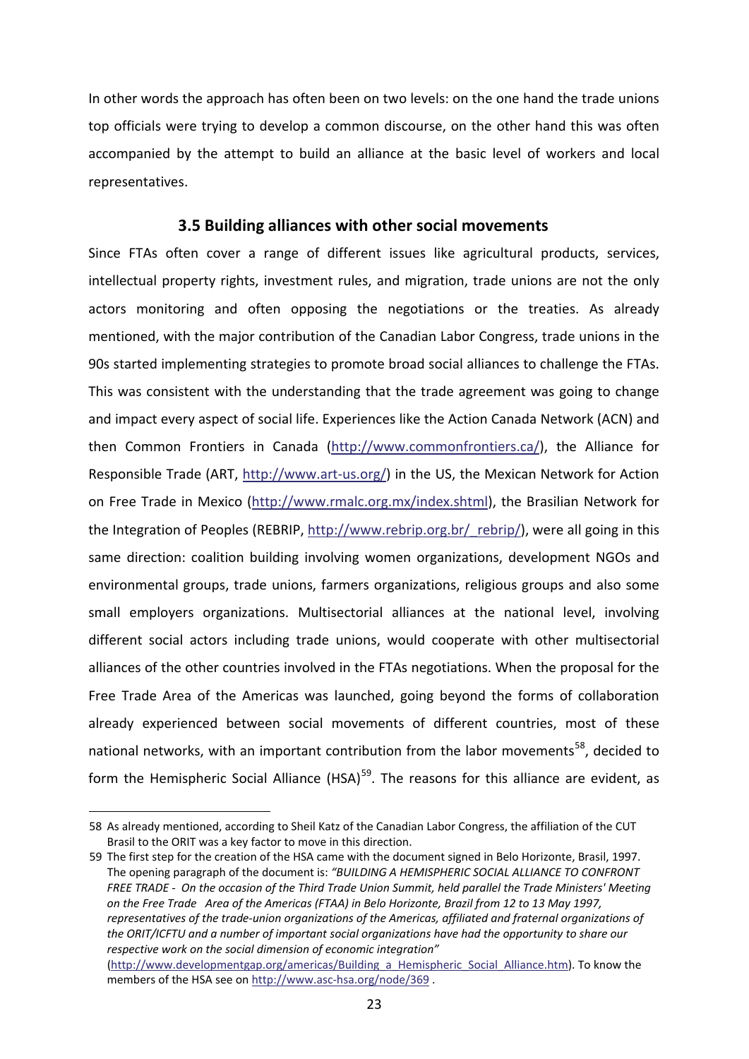In other words the approach has often been on two levels: on the one hand the trade unions top officials were trying to develop a common discourse, on the other hand this was often accompanied by the attempt to build an alliance at the basic level of workers and local representatives.

### 3.5 Building alliances with other social movements

Since FTAs often cover a range of different issues like agricultural products, services, intellectual property rights, investment rules, and migration, trade unions are not the only actors monitoring and often opposing the negotiations or the treaties. As already mentioned, with the major contribution of the Canadian Labor Congress, trade unions in the 90s started implementing strategies to promote broad social alliances to challenge the FTAs. This was consistent with the understanding that the trade agreement was going to change and impact every aspect of social life. Experiences like the Action Canada Network (ACN) and then Common Frontiers in Canada (http://www.commonfrontiers.ca/), the Alliance for Responsible Trade (ART, http://www.art-us.org/) in the US, the Mexican Network for Action on Free Trade in Mexico (http://www.rmalc.org.mx/index.shtml), the Brasilian Network for the Integration of Peoples (REBRIP, http://www.rebrip.org.br/_rebrip/), were all going in this same direction: coalition building involving women organizations, development NGOs and environmental groups, trade unions, farmers organizations, religious groups and also some small employers organizations. Multisectorial alliances at the national level, involving different social actors including trade unions, would cooperate with other multisectorial alliances of the other countries involved in the FTAs negotiations. When the proposal for the Free Trade Area of the Americas was launched, going beyond the forms of collaboration already experienced between social movements of different countries, most of these national networks, with an important contribution from the labor movements[58], decided to form the Hemispheric Social Alliance (HSA)[59]. The reasons for this alliance are evident, as

---

58 As already mentioned, according to Sheil Katz of the Canadian Labor Congress, the affiliation of the CUT Brasil to the ORIT was a key factor to move in this direction.

59 The first step for the creation of the HSA came with the document signed in Belo Horizonte, Brasil, 1997. The opening paragraph of the document is: *"BUILDING A HEMISPHERIC SOCIAL ALLIANCE TO CONFRONT FREE TRADE - On the occasion of the Third Trade Union Summit, held parallel the Trade Ministers' Meeting on the Free Trade Area of the Americas (FTAA) in Belo Horizonte, Brazil from 12 to 13 May 1997, representatives of the trade-union organizations of the Americas, affiliated and fraternal organizations of the ORIT/ICFTU and a number of important social organizations have had the opportunity to share our respective work on the social dimension of economic integration"* (http://www.developmentgap.org/americas/Building_a_Hemispheric_Social_Alliance.htm). To know the members of the HSA see on http://www.asc-hsa.org/node/369 .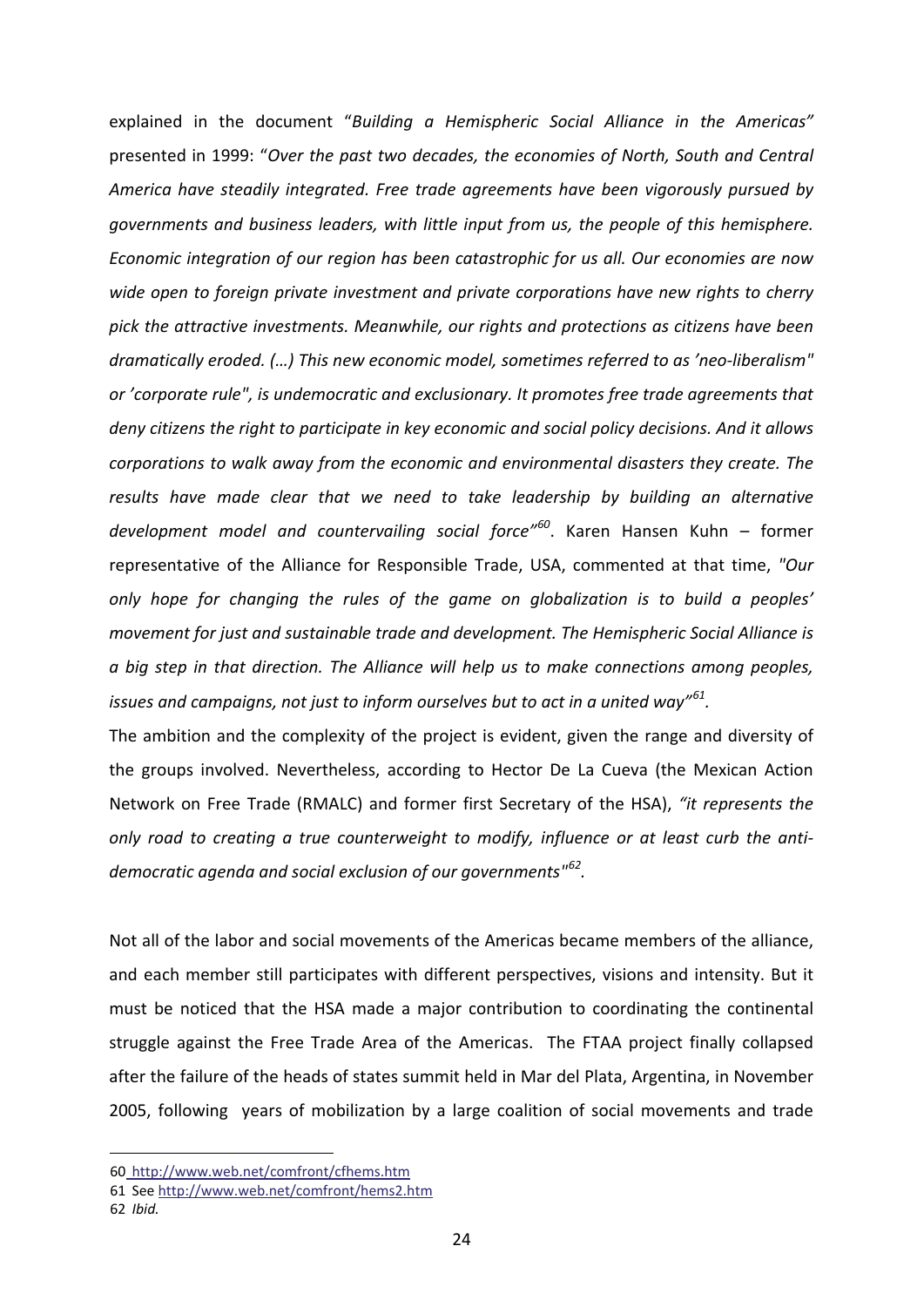explained in the document "*Building a Hemispheric Social Alliance in the Americas"* presented in 1999: "*Over the past two decades, the economies of North, South and Central America have steadily integrated. Free trade agreements have been vigorously pursued by governments and business leaders, with little input from us, the people of this hemisphere. Economic integration of our region has been catastrophic for us all. Our economies are now wide open to foreign private investment and private corporations have new rights to cherry pick the attractive investments. Meanwhile, our rights and protections as citizens have been dramatically eroded. (…) This new economic model, sometimes referred to as 'neo-liberalism" or 'corporate rule", is undemocratic and exclusionary. It promotes free trade agreements that deny citizens the right to participate in key economic and social policy decisions. And it allows corporations to walk away from the economic and environmental disasters they create. The results have made clear that we need to take leadership by building an alternative development model and countervailing social force"*[60]. Karen Hansen Kuhn – former representative of the Alliance for Responsible Trade, USA, commented at that time, *"Our only hope for changing the rules of the game on globalization is to build a peoples' movement for just and sustainable trade and development. The Hemispheric Social Alliance is a big step in that direction. The Alliance will help us to make connections among peoples, issues and campaigns, not just to inform ourselves but to act in a united way"*[61].

The ambition and the complexity of the project is evident, given the range and diversity of the groups involved. Nevertheless, according to Hector De La Cueva (the Mexican Action Network on Free Trade (RMALC) and former first Secretary of the HSA), *"it represents the only road to creating a true counterweight to modify, influence or at least curb the anti-democratic agenda and social exclusion of our governments"*[62].

Not all of the labor and social movements of the Americas became members of the alliance, and each member still participates with different perspectives, visions and intensity. But it must be noticed that the HSA made a major contribution to coordinating the continental struggle against the Free Trade Area of the Americas. The FTAA project finally collapsed after the failure of the heads of states summit held in Mar del Plata, Argentina, in November 2005, following years of mobilization by a large coalition of social movements and trade

60 http://www.web.net/comfront/cfhems.htm

61 See http://www.web.net/comfront/hems2.htm

62 *Ibid.*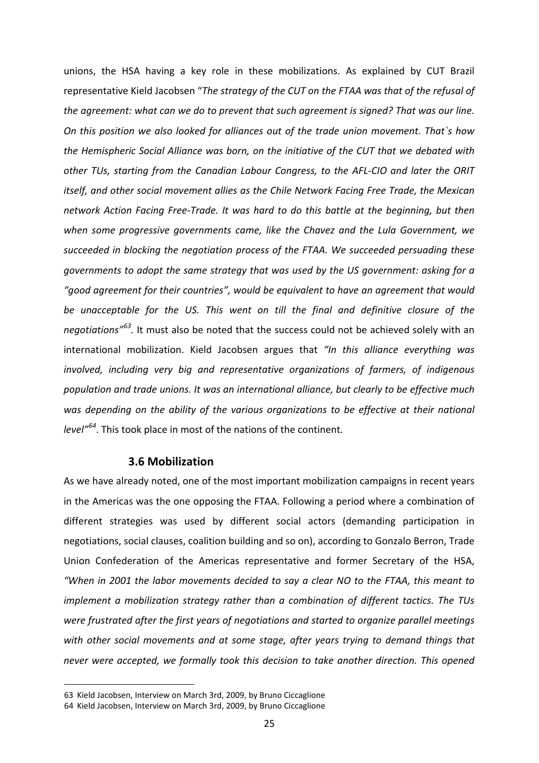unions, the HSA having a key role in these mobilizations. As explained by CUT Brazil representative Kield Jacobsen "*The strategy of the CUT on the FTAA was that of the refusal of the agreement: what can we do to prevent that such agreement is signed? That was our line. On this position we also looked for alliances out of the trade union movement. That`s how the Hemispheric Social Alliance was born, on the initiative of the CUT that we debated with other TUs, starting from the Canadian Labour Congress, to the AFL-CIO and later the ORIT itself, and other social movement allies as the Chile Network Facing Free Trade, the Mexican network Action Facing Free-Trade. It was hard to do this battle at the beginning, but then when some progressive governments came, like the Chavez and the Lula Government, we succeeded in blocking the negotiation process of the FTAA. We succeeded persuading these governments to adopt the same strategy that was used by the US government: asking for a "good agreement for their countries", would be equivalent to have an agreement that would be unacceptable for the US. This went on till the final and definitive closure of the negotiations"*[63]. It must also be noted that the success could not be achieved solely with an international mobilization. Kield Jacobsen argues that *"In this alliance everything was involved, including very big and representative organizations of farmers, of indigenous population and trade unions. It was an international alliance, but clearly to be effective much was depending on the ability of the various organizations to be effective at their national level"*[64]. This took place in most of the nations of the continent.

### 3.6 Mobilization

As we have already noted, one of the most important mobilization campaigns in recent years in the Americas was the one opposing the FTAA. Following a period where a combination of different strategies was used by different social actors (demanding participation in negotiations, social clauses, coalition building and so on), according to Gonzalo Berron, Trade Union Confederation of the Americas representative and former Secretary of the HSA, *"When in 2001 the labor movements decided to say a clear NO to the FTAA, this meant to implement a mobilization strategy rather than a combination of different tactics. The TUs were frustrated after the first years of negotiations and started to organize parallel meetings with other social movements and at some stage, after years trying to demand things that never were accepted, we formally took this decision to take another direction. This opened*

---

63 Kield Jacobsen, Interview on March 3rd, 2009, by Bruno Ciccaglione

64 Kield Jacobsen, Interview on March 3rd, 2009, by Bruno Ciccaglione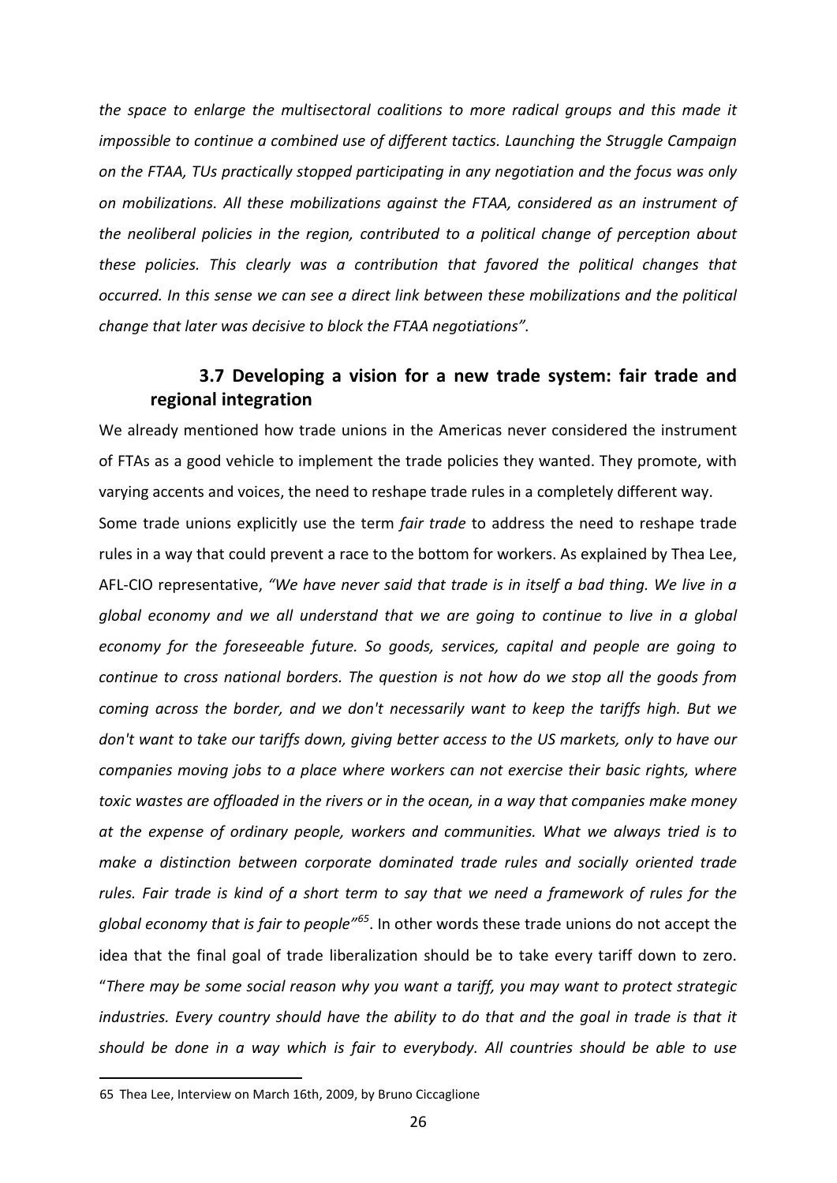*the space to enlarge the multisectoral coalitions to more radical groups and this made it impossible to continue a combined use of different tactics. Launching the Struggle Campaign on the FTAA, TUs practically stopped participating in any negotiation and the focus was only on mobilizations. All these mobilizations against the FTAA, considered as an instrument of the neoliberal policies in the region, contributed to a political change of perception about these policies. This clearly was a contribution that favored the political changes that occurred. In this sense we can see a direct link between these mobilizations and the political change that later was decisive to block the FTAA negotiations".*

### 3.7 Developing a vision for a new trade system: fair trade and regional integration

We already mentioned how trade unions in the Americas never considered the instrument of FTAs as a good vehicle to implement the trade policies they wanted. They promote, with varying accents and voices, the need to reshape trade rules in a completely different way.

Some trade unions explicitly use the term *fair trade* to address the need to reshape trade rules in a way that could prevent a race to the bottom for workers. As explained by Thea Lee, AFL-CIO representative, *"We have never said that trade is in itself a bad thing. We live in a global economy and we all understand that we are going to continue to live in a global economy for the foreseeable future. So goods, services, capital and people are going to continue to cross national borders. The question is not how do we stop all the goods from coming across the border, and we don't necessarily want to keep the tariffs high. But we don't want to take our tariffs down, giving better access to the US markets, only to have our companies moving jobs to a place where workers can not exercise their basic rights, where toxic wastes are offloaded in the rivers or in the ocean, in a way that companies make money at the expense of ordinary people, workers and communities. What we always tried is to make a distinction between corporate dominated trade rules and socially oriented trade rules. Fair trade is kind of a short term to say that we need a framework of rules for the global economy that is fair to people"*[65]. In other words these trade unions do not accept the idea that the final goal of trade liberalization should be to take every tariff down to zero. "*There may be some social reason why you want a tariff, you may want to protect strategic industries. Every country should have the ability to do that and the goal in trade is that it should be done in a way which is fair to everybody. All countries should be able to use*

65 Thea Lee, Interview on March 16th, 2009, by Bruno Ciccaglione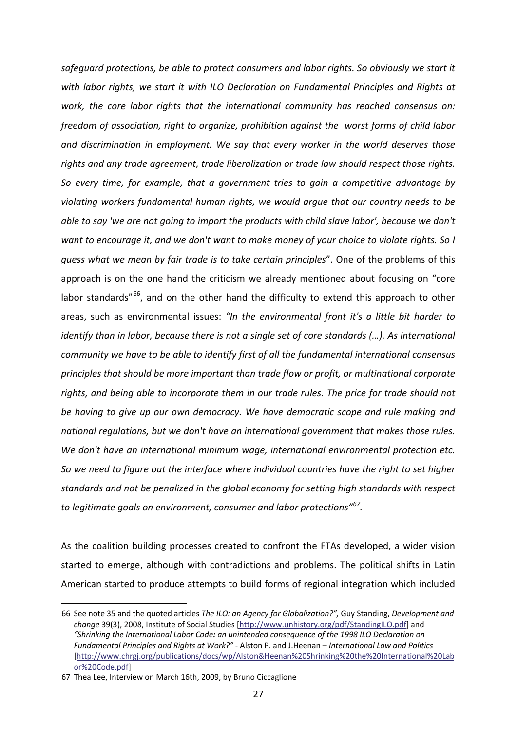*safeguard protections, be able to protect consumers and labor rights. So obviously we start it with labor rights, we start it with ILO Declaration on Fundamental Principles and Rights at work, the core labor rights that the international community has reached consensus on: freedom of association, right to organize, prohibition against the worst forms of child labor and discrimination in employment. We say that every worker in the world deserves those rights and any trade agreement, trade liberalization or trade law should respect those rights. So every time, for example, that a government tries to gain a competitive advantage by violating workers fundamental human rights, we would argue that our country needs to be able to say 'we are not going to import the products with child slave labor', because we don't want to encourage it, and we don't want to make money of your choice to violate rights. So I guess what we mean by fair trade is to take certain principles*". One of the problems of this approach is on the one hand the criticism we already mentioned about focusing on "core labor standards"[66], and on the other hand the difficulty to extend this approach to other areas, such as environmental issues: *"In the environmental front it's a little bit harder to identify than in labor, because there is not a single set of core standards (…). As international community we have to be able to identify first of all the fundamental international consensus principles that should be more important than trade flow or profit, or multinational corporate rights, and being able to incorporate them in our trade rules. The price for trade should not be having to give up our own democracy. We have democratic scope and rule making and national regulations, but we don't have an international government that makes those rules. We don't have an international minimum wage, international environmental protection etc. So we need to figure out the interface where individual countries have the right to set higher standards and not be penalized in the global economy for setting high standards with respect to legitimate goals on environment, consumer and labor protections"*[67].

As the coalition building processes created to confront the FTAs developed, a wider vision started to emerge, although with contradictions and problems. The political shifts in Latin American started to produce attempts to build forms of regional integration which included

66 See note 35 and the quoted articles *The ILO: an Agency for Globalization?",* Guy Standing, *Development and change* 39(3), 2008, Institute of Social Studies [http://www.unhistory.org/pdf/StandingILO.pdf] and *"Shrinking the International Labor Code: an unintended consequence of the 1998 ILO Declaration on Fundamental Principles and Rights at Work?"* - Alston P. and J.Heenan – *International Law and Politics* [http://www.chrgj.org/publications/docs/wp/Alston&Heenan%20Shrinking%20the%20International%20Labor%20Code.pdf]

67 Thea Lee, Interview on March 16th, 2009, by Bruno Ciccaglione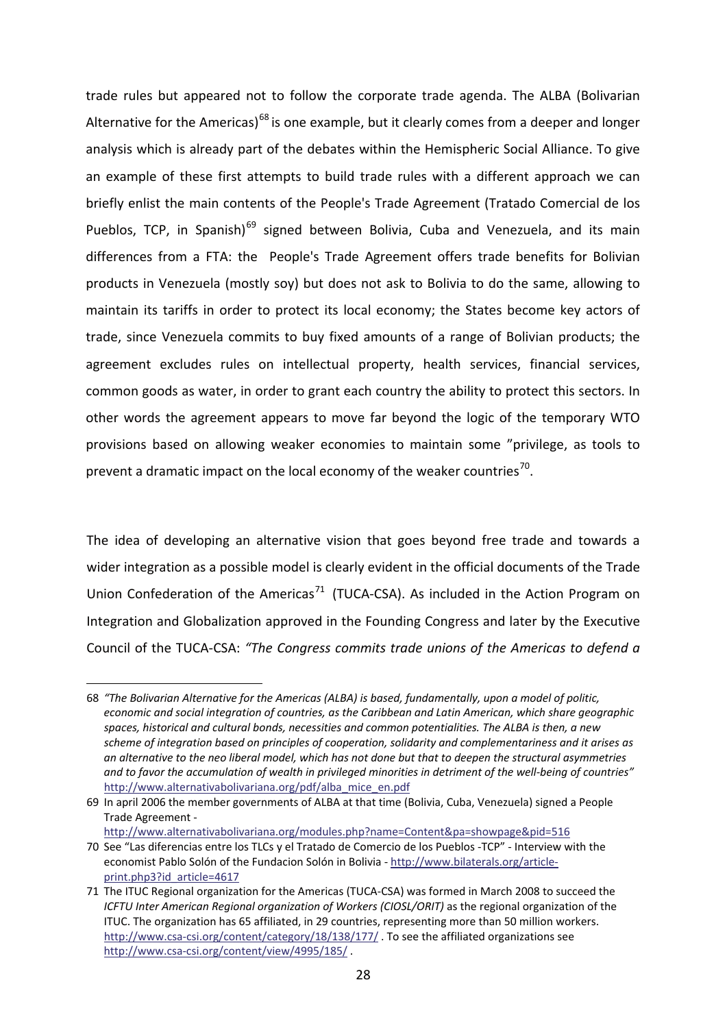trade rules but appeared not to follow the corporate trade agenda. The ALBA (Bolivarian Alternative for the Americas)[68] is one example, but it clearly comes from a deeper and longer analysis which is already part of the debates within the Hemispheric Social Alliance. To give an example of these first attempts to build trade rules with a different approach we can briefly enlist the main contents of the People's Trade Agreement (Tratado Comercial de los Pueblos, TCP, in Spanish)[69] signed between Bolivia, Cuba and Venezuela, and its main differences from a FTA: the People's Trade Agreement offers trade benefits for Bolivian products in Venezuela (mostly soy) but does not ask to Bolivia to do the same, allowing to maintain its tariffs in order to protect its local economy; the States become key actors of trade, since Venezuela commits to buy fixed amounts of a range of Bolivian products; the agreement excludes rules on intellectual property, health services, financial services, common goods as water, in order to grant each country the ability to protect this sectors. In other words the agreement appears to move far beyond the logic of the temporary WTO provisions based on allowing weaker economies to maintain some "privilege, as tools to prevent a dramatic impact on the local economy of the weaker countries[70].

The idea of developing an alternative vision that goes beyond free trade and towards a wider integration as a possible model is clearly evident in the official documents of the Trade Union Confederation of the Americas[71] (TUCA-CSA). As included in the Action Program on Integration and Globalization approved in the Founding Congress and later by the Executive Council of the TUCA-CSA: *"The Congress commits trade unions of the Americas to defend a*

---

68 *"The Bolivarian Alternative for the Americas (ALBA) is based, fundamentally, upon a model of politic, economic and social integration of countries, as the Caribbean and Latin American, which share geographic spaces, historical and cultural bonds, necessities and common potentialities. The ALBA is then, a new scheme of integration based on principles of cooperation, solidarity and complementariness and it arises as an alternative to the neo liberal model, which has not done but that to deepen the structural asymmetries and to favor the accumulation of wealth in privileged minorities in detriment of the well-being of countries"* http://www.alternativabolivariana.org/pdf/alba_mice_en.pdf

69 In april 2006 the member governments of ALBA at that time (Bolivia, Cuba, Venezuela) signed a People Trade Agreement - http://www.alternativabolivariana.org/modules.php?name=Content&pa=showpage&pid=516

70 See "Las diferencias entre los TLCs y el Tratado de Comercio de los Pueblos -TCP" - Interview with the economist Pablo Solón of the Fundacion Solón in Bolivia - http://www.bilaterals.org/article-print.php3?id_article=4617

71 The ITUC Regional organization for the Americas (TUCA-CSA) was formed in March 2008 to succeed the *ICFTU Inter American Regional organization of Workers (CIOSL/ORIT)* as the regional organization of the ITUC. The organization has 65 affiliated, in 29 countries, representing more than 50 million workers. http://www.csa-csi.org/content/category/18/138/177/ . To see the affiliated organizations see http://www.csa-csi.org/content/view/4995/185/ .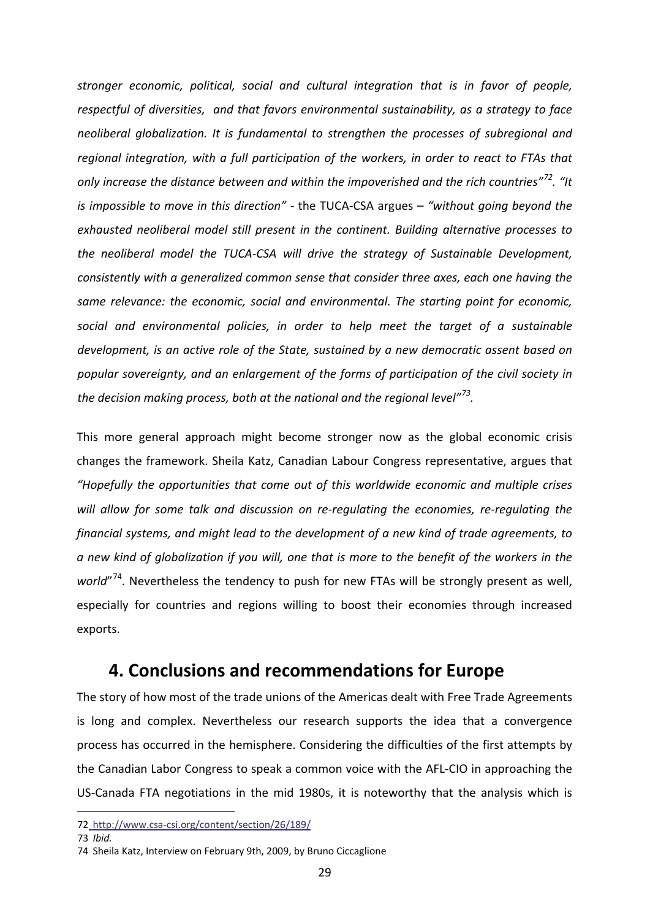*stronger economic, political, social and cultural integration that is in favor of people, respectful of diversities, and that favors environmental sustainability, as a strategy to face neoliberal globalization. It is fundamental to strengthen the processes of subregional and regional integration, with a full participation of the workers, in order to react to FTAs that only increase the distance between and within the impoverished and the rich countries"*[72]. *"It is impossible to move in this direction"* - the TUCA-CSA argues – *"without going beyond the exhausted neoliberal model still present in the continent. Building alternative processes to the neoliberal model the TUCA-CSA will drive the strategy of Sustainable Development, consistently with a generalized common sense that consider three axes, each one having the same relevance: the economic, social and environmental. The starting point for economic, social and environmental policies, in order to help meet the target of a sustainable development, is an active role of the State, sustained by a new democratic assent based on popular sovereignty, and an enlargement of the forms of participation of the civil society in the decision making process, both at the national and the regional level"*[73].

This more general approach might become stronger now as the global economic crisis changes the framework. Sheila Katz, Canadian Labour Congress representative, argues that *"Hopefully the opportunities that come out of this worldwide economic and multiple crises will allow for some talk and discussion on re-regulating the economies, re-regulating the financial systems, and might lead to the development of a new kind of trade agreements, to a new kind of globalization if you will, one that is more to the benefit of the workers in the world*"[74]. Nevertheless the tendency to push for new FTAs will be strongly present as well, especially for countries and regions willing to boost their economies through increased exports.

## 4. Conclusions and recommendations for Europe

The story of how most of the trade unions of the Americas dealt with Free Trade Agreements is long and complex. Nevertheless our research supports the idea that a convergence process has occurred in the hemisphere. Considering the difficulties of the first attempts by the Canadian Labor Congress to speak a common voice with the AFL-CIO in approaching the US-Canada FTA negotiations in the mid 1980s, it is noteworthy that the analysis which is

---

72 http://www.csa-csi.org/content/section/26/189/

73 *Ibid.*

74 Sheila Katz, Interview on February 9th, 2009, by Bruno Ciccaglione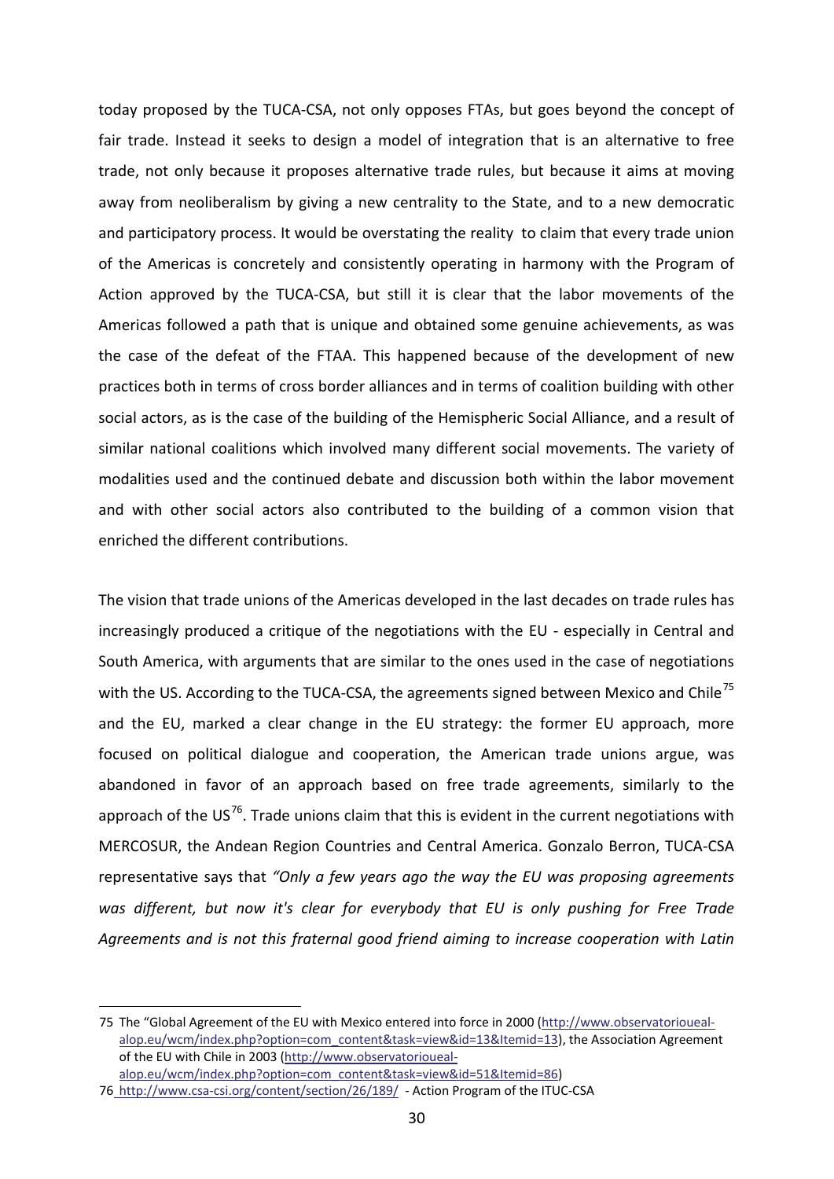today proposed by the TUCA-CSA, not only opposes FTAs, but goes beyond the concept of fair trade. Instead it seeks to design a model of integration that is an alternative to free trade, not only because it proposes alternative trade rules, but because it aims at moving away from neoliberalism by giving a new centrality to the State, and to a new democratic and participatory process. It would be overstating the reality to claim that every trade union of the Americas is concretely and consistently operating in harmony with the Program of Action approved by the TUCA-CSA, but still it is clear that the labor movements of the Americas followed a path that is unique and obtained some genuine achievements, as was the case of the defeat of the FTAA. This happened because of the development of new practices both in terms of cross border alliances and in terms of coalition building with other social actors, as is the case of the building of the Hemispheric Social Alliance, and a result of similar national coalitions which involved many different social movements. The variety of modalities used and the continued debate and discussion both within the labor movement and with other social actors also contributed to the building of a common vision that enriched the different contributions.

The vision that trade unions of the Americas developed in the last decades on trade rules has increasingly produced a critique of the negotiations with the EU - especially in Central and South America, with arguments that are similar to the ones used in the case of negotiations with the US. According to the TUCA-CSA, the agreements signed between Mexico and Chile[75] and the EU, marked a clear change in the EU strategy: the former EU approach, more focused on political dialogue and cooperation, the American trade unions argue, was abandoned in favor of an approach based on free trade agreements, similarly to the approach of the US[76]. Trade unions claim that this is evident in the current negotiations with MERCOSUR, the Andean Region Countries and Central America. Gonzalo Berron, TUCA-CSA representative says that *"Only a few years ago the way the EU was proposing agreements was different, but now it's clear for everybody that EU is only pushing for Free Trade Agreements and is not this fraternal good friend aiming to increase cooperation with Latin*

---

75 The "Global Agreement of the EU with Mexico entered into force in 2000 (http://www.observatorioueal-alop.eu/wcm/index.php?option=com_content&task=view&id=13&Itemid=13), the Association Agreement of the EU with Chile in 2003 (http://www.observatorioueal-alop.eu/wcm/index.php?option=com_content&task=view&id=51&Itemid=86)

76 http://www.csa-csi.org/content/section/26/189/ - Action Program of the ITUC-CSA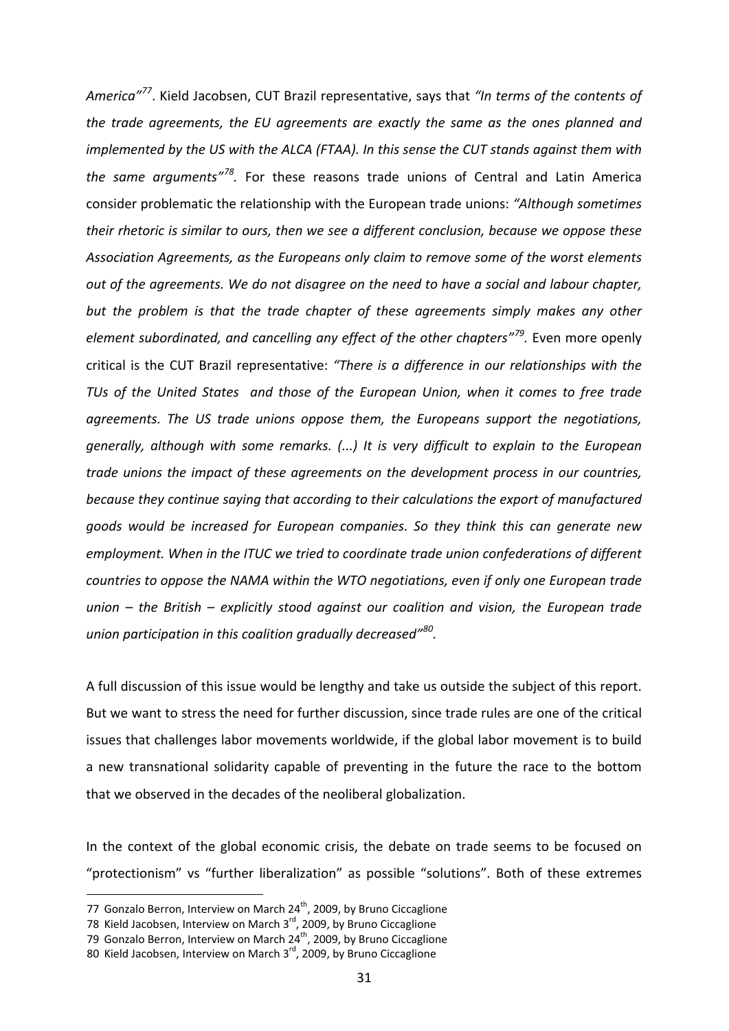*America"*[77]. Kield Jacobsen, CUT Brazil representative, says that *"In terms of the contents of the trade agreements, the EU agreements are exactly the same as the ones planned and implemented by the US with the ALCA (FTAA). In this sense the CUT stands against them with the same arguments"*[78]. For these reasons trade unions of Central and Latin America consider problematic the relationship with the European trade unions: *"Although sometimes their rhetoric is similar to ours, then we see a different conclusion, because we oppose these Association Agreements, as the Europeans only claim to remove some of the worst elements out of the agreements. We do not disagree on the need to have a social and labour chapter, but the problem is that the trade chapter of these agreements simply makes any other element subordinated, and cancelling any effect of the other chapters"*[79]. Even more openly critical is the CUT Brazil representative: *"There is a difference in our relationships with the TUs of the United States and those of the European Union, when it comes to free trade agreements. The US trade unions oppose them, the Europeans support the negotiations, generally, although with some remarks. (...) It is very difficult to explain to the European trade unions the impact of these agreements on the development process in our countries, because they continue saying that according to their calculations the export of manufactured goods would be increased for European companies. So they think this can generate new employment. When in the ITUC we tried to coordinate trade union confederations of different countries to oppose the NAMA within the WTO negotiations, even if only one European trade union – the British – explicitly stood against our coalition and vision, the European trade union participation in this coalition gradually decreased"*[80].

A full discussion of this issue would be lengthy and take us outside the subject of this report. But we want to stress the need for further discussion, since trade rules are one of the critical issues that challenges labor movements worldwide, if the global labor movement is to build a new transnational solidarity capable of preventing in the future the race to the bottom that we observed in the decades of the neoliberal globalization.

In the context of the global economic crisis, the debate on trade seems to be focused on "protectionism" vs "further liberalization" as possible "solutions". Both of these extremes

---

77 Gonzalo Berron, Interview on March 24th, 2009, by Bruno Ciccaglione

78 Kield Jacobsen, Interview on March 3rd, 2009, by Bruno Ciccaglione

79 Gonzalo Berron, Interview on March 24th, 2009, by Bruno Ciccaglione

80 Kield Jacobsen, Interview on March 3rd, 2009, by Bruno Ciccaglione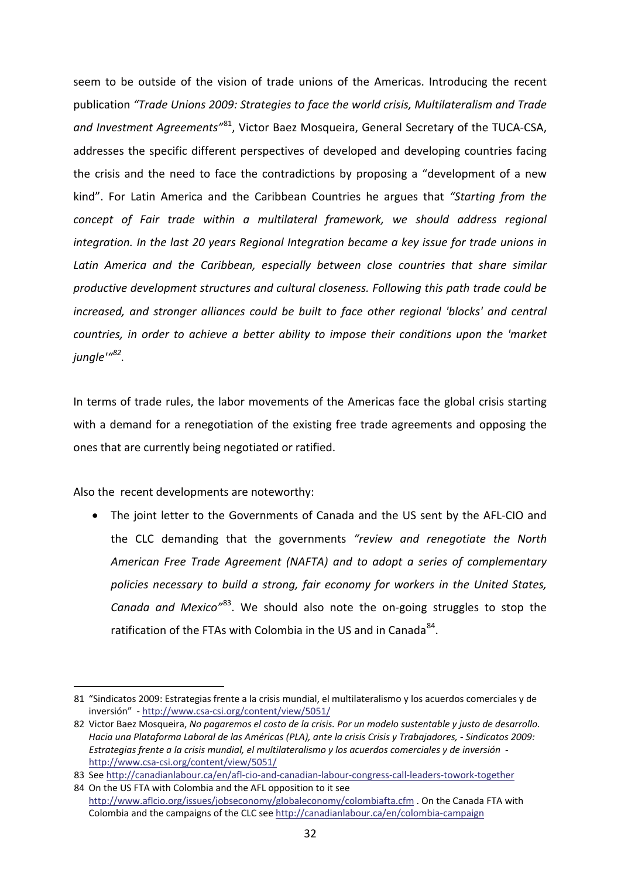seem to be outside of the vision of trade unions of the Americas. Introducing the recent publication *"Trade Unions 2009: Strategies to face the world crisis, Multilateralism and Trade and Investment Agreements"*[81], Victor Baez Mosqueira, General Secretary of the TUCA-CSA, addresses the specific different perspectives of developed and developing countries facing the crisis and the need to face the contradictions by proposing a "development of a new kind". For Latin America and the Caribbean Countries he argues that *"Starting from the concept of Fair trade within a multilateral framework, we should address regional integration. In the last 20 years Regional Integration became a key issue for trade unions in Latin America and the Caribbean, especially between close countries that share similar productive development structures and cultural closeness. Following this path trade could be increased, and stronger alliances could be built to face other regional 'blocks' and central countries, in order to achieve a better ability to impose their conditions upon the 'market jungle'"[82].*

In terms of trade rules, the labor movements of the Americas face the global crisis starting with a demand for a renegotiation of the existing free trade agreements and opposing the ones that are currently being negotiated or ratified.

Also the recent developments are noteworthy:

- The joint letter to the Governments of Canada and the US sent by the AFL-CIO and the CLC demanding that the governments *"review and renegotiate the North American Free Trade Agreement (NAFTA) and to adopt a series of complementary policies necessary to build a strong, fair economy for workers in the United States, Canada and Mexico"*[83]. We should also note the on-going struggles to stop the ratification of the FTAs with Colombia in the US and in Canada[84].

---

81 "Sindicatos 2009: Estrategias frente a la crisis mundial, el multilateralismo y los acuerdos comerciales y de inversión" - http://www.csa-csi.org/content/view/5051/

82 Victor Baez Mosqueira, *No pagaremos el costo de la crisis. Por un modelo sustentable y justo de desarrollo. Hacia una Plataforma Laboral de las Américas (PLA), ante la crisis Crisis y Trabajadores, - Sindicatos 2009: Estrategias frente a la crisis mundial, el multilateralismo y los acuerdos comerciales y de inversión* - http://www.csa-csi.org/content/view/5051/

83 See http://canadianlabour.ca/en/afl-cio-and-canadian-labour-congress-call-leaders-towork-together

84 On the US FTA with Colombia and the AFL opposition to it see http://www.aflcio.org/issues/jobseconomy/globaleconomy/colombiafta.cfm . On the Canada FTA with Colombia and the campaigns of the CLC see http://canadianlabour.ca/en/colombia-campaign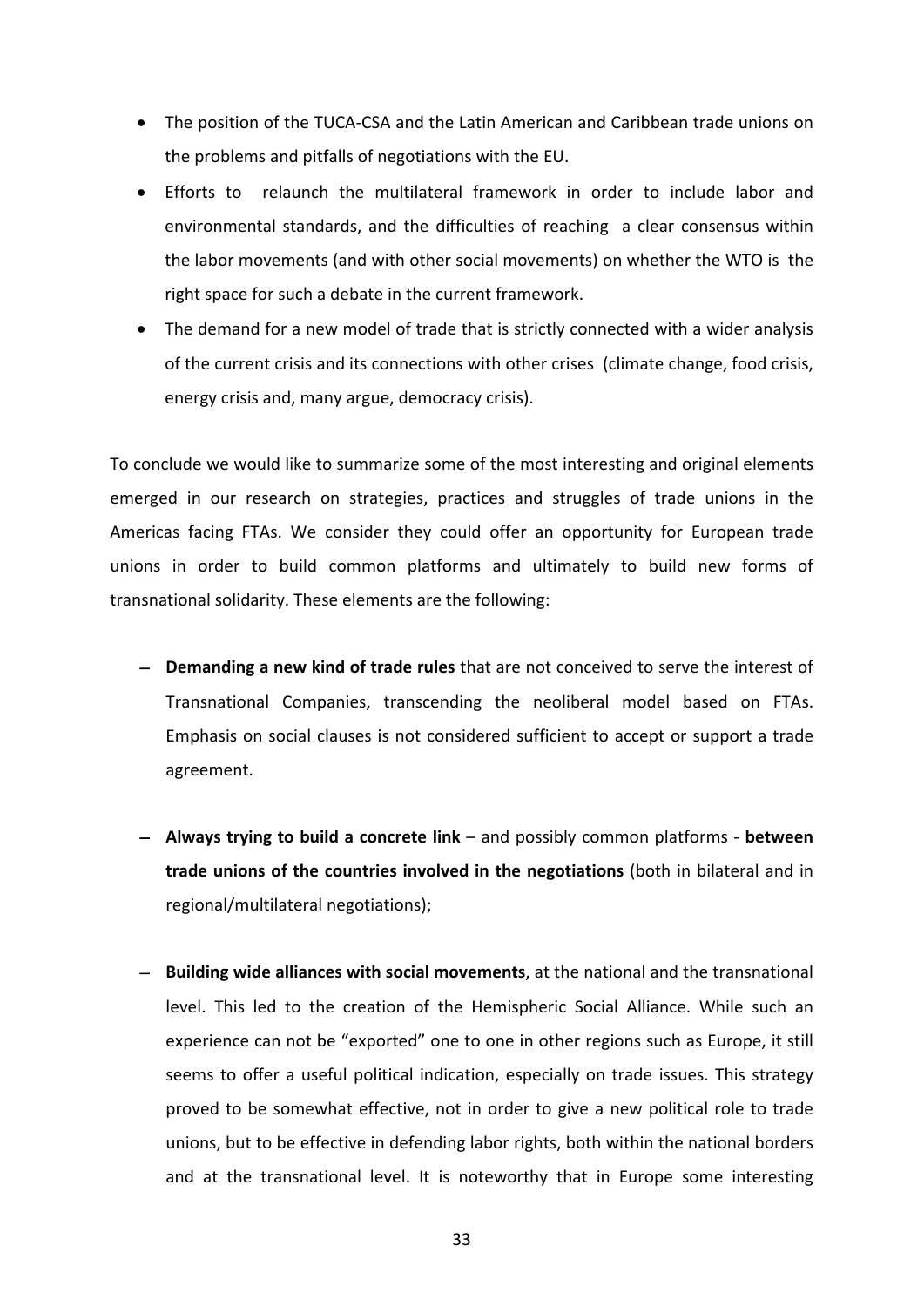- The position of the TUCA-CSA and the Latin American and Caribbean trade unions on the problems and pitfalls of negotiations with the EU.
- Efforts to relaunch the multilateral framework in order to include labor and environmental standards, and the difficulties of reaching a clear consensus within the labor movements (and with other social movements) on whether the WTO is the right space for such a debate in the current framework.
- The demand for a new model of trade that is strictly connected with a wider analysis of the current crisis and its connections with other crises (climate change, food crisis, energy crisis and, many argue, democracy crisis).

To conclude we would like to summarize some of the most interesting and original elements emerged in our research on strategies, practices and struggles of trade unions in the Americas facing FTAs. We consider they could offer an opportunity for European trade unions in order to build common platforms and ultimately to build new forms of transnational solidarity. These elements are the following:

- **Demanding a new kind of trade rules** that are not conceived to serve the interest of Transnational Companies, transcending the neoliberal model based on FTAs. Emphasis on social clauses is not considered sufficient to accept or support a trade agreement.

- **Always trying to build a concrete link** – and possibly common platforms - **between trade unions of the countries involved in the negotiations** (both in bilateral and in regional/multilateral negotiations);

- **Building wide alliances with social movements**, at the national and the transnational level. This led to the creation of the Hemispheric Social Alliance. While such an experience can not be "exported" one to one in other regions such as Europe, it still seems to offer a useful political indication, especially on trade issues. This strategy proved to be somewhat effective, not in order to give a new political role to trade unions, but to be effective in defending labor rights, both within the national borders and at the transnational level. It is noteworthy that in Europe some interesting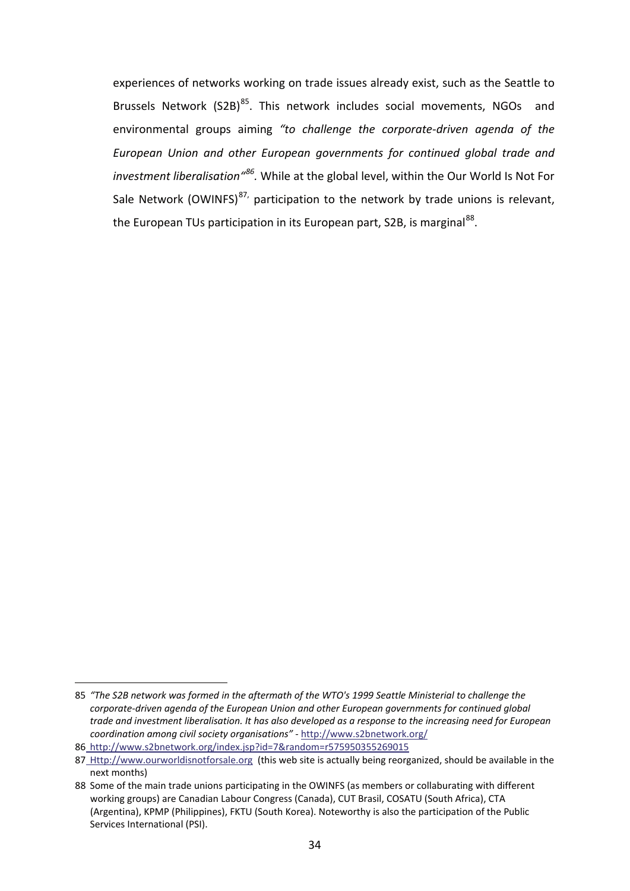experiences of networks working on trade issues already exist, such as the Seattle to Brussels Network (S2B)[85]. This network includes social movements, NGOs and environmental groups aiming *"to challenge the corporate-driven agenda of the European Union and other European governments for continued global trade and investment liberalisation"*[86]. While at the global level, within the Our World Is Not For Sale Network (OWINFS)[87], participation to the network by trade unions is relevant, the European TUs participation in its European part, S2B, is marginal[88].

---

85 *"The S2B network was formed in the aftermath of the WTO's 1999 Seattle Ministerial to challenge the corporate-driven agenda of the European Union and other European governments for continued global trade and investment liberalisation. It has also developed as a response to the increasing need for European coordination among civil society organisations"* - http://www.s2bnetwork.org/

86 http://www.s2bnetwork.org/index.jsp?id=7&random=r575950355269015

87 Http://www.ourworldisnotforsale.org (this web site is actually being reorganized, should be available in the next months)

88 Some of the main trade unions participating in the OWINFS (as members or collaborating with different working groups) are Canadian Labour Congress (Canada), CUT Brasil, COSATU (South Africa), CTA (Argentina), KPMP (Philippines), FKTU (South Korea). Noteworthy is also the participation of the Public Services International (PSI).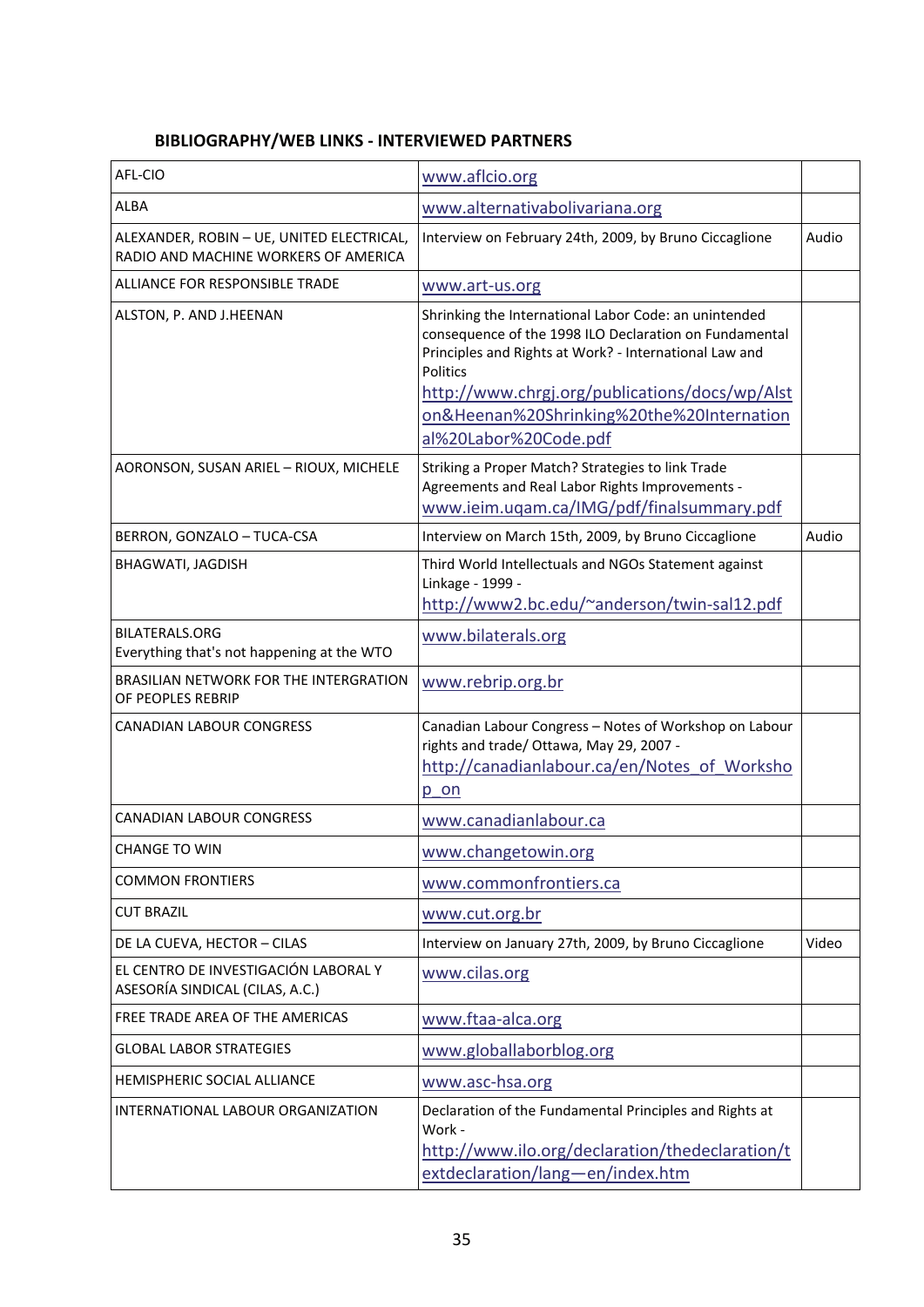## BIBLIOGRAPHY/WEB LINKS - INTERVIEWED PARTNERS

| | | |
|---|---|---|
| AFL-CIO | www.aflcio.org | |
| ALBA | www.alternativabolivariana.org | |
| ALEXANDER, ROBIN – UE, UNITED ELECTRICAL, RADIO AND MACHINE WORKERS OF AMERICA | Interview on February 24th, 2009, by Bruno Ciccaglione | Audio |
| ALLIANCE FOR RESPONSIBLE TRADE | www.art-us.org | |
| ALSTON, P. AND J.HEENAN | Shrinking the International Labor Code: an unintended consequence of the 1998 ILO Declaration on Fundamental Principles and Rights at Work? - International Law and Politics http://www.chrgj.org/publications/docs/wp/Alston&Heenan%20Shrinking%20the%20International%20Labor%20Code.pdf | |
| AORONSON, SUSAN ARIEL – RIOUX, MICHELE | Striking a Proper Match? Strategies to link Trade Agreements and Real Labor Rights Improvements - www.ieim.uqam.ca/IMG/pdf/finalsummary.pdf | |
| BERRON, GONZALO – TUCA-CSA | Interview on March 15th, 2009, by Bruno Ciccaglione | Audio |
| BHAGWATI, JAGDISH | Third World Intellectuals and NGOs Statement against Linkage - 1999 - http://www2.bc.edu/~anderson/twin-sal12.pdf | |
| BILATERALS.ORG Everything that's not happening at the WTO | www.bilaterals.org | |
| BRASILIAN NETWORK FOR THE INTERGRATION OF PEOPLES REBRIP | www.rebrip.org.br | |
| CANADIAN LABOUR CONGRESS | Canadian Labour Congress – Notes of Workshop on Labour rights and trade/ Ottawa, May 29, 2007 - http://canadianlabour.ca/en/Notes_of_Workshop_on | |
| CANADIAN LABOUR CONGRESS | www.canadianlabour.ca | |
| CHANGE TO WIN | www.changetowin.org | |
| COMMON FRONTIERS | www.commonfrontiers.ca | |
| CUT BRAZIL | www.cut.org.br | |
| DE LA CUEVA, HECTOR – CILAS | Interview on January 27th, 2009, by Bruno Ciccaglione | Video |
| EL CENTRO DE INVESTIGACIÓN LABORAL Y ASESORÍA SINDICAL (CILAS, A.C.) | www.cilas.org | |
| FREE TRADE AREA OF THE AMERICAS | www.ftaa-alca.org | |
| GLOBAL LABOR STRATEGIES | www.globallaborblog.org | |
| HEMISPHERIC SOCIAL ALLIANCE | www.asc-hsa.org | |
| INTERNATIONAL LABOUR ORGANIZATION | Declaration of the Fundamental Principles and Rights at Work - http://www.ilo.org/declaration/thedeclaration/textdeclaration/lang—en/index.htm | |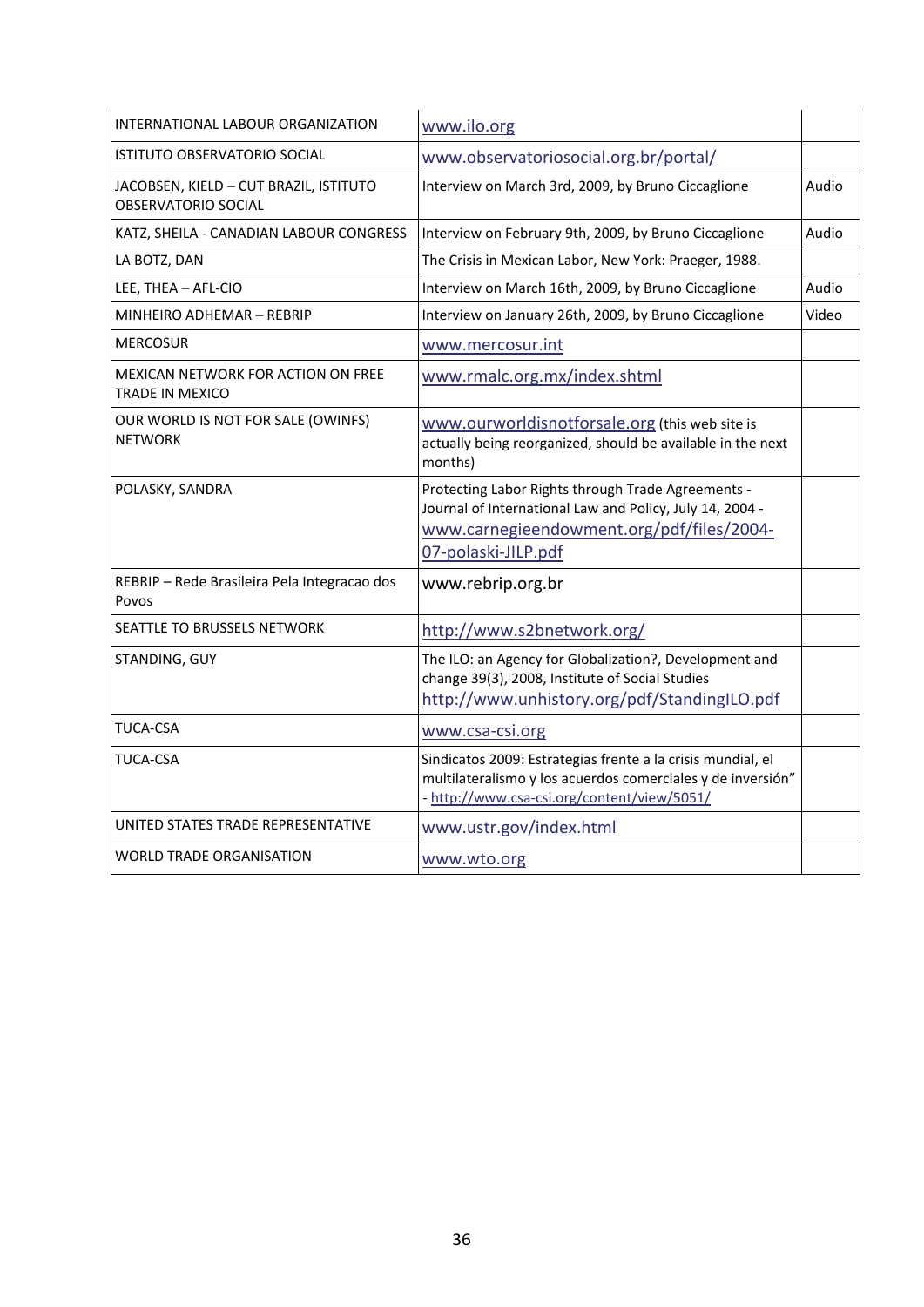| | | |
|---|---|---|
| INTERNATIONAL LABOUR ORGANIZATION | www.ilo.org | |
| ISTITUTO OBSERVATORIO SOCIAL | www.observatoriosocial.org.br/portal/ | |
| JACOBSEN, KIELD – CUT BRAZIL, ISTITUTO OBSERVATORIO SOCIAL | Interview on March 3rd, 2009, by Bruno Ciccaglione | Audio |
| KATZ, SHEILA - CANADIAN LABOUR CONGRESS | Interview on February 9th, 2009, by Bruno Ciccaglione | Audio |
| LA BOTZ, DAN | The Crisis in Mexican Labor, New York: Praeger, 1988. | |
| LEE, THEA – AFL-CIO | Interview on March 16th, 2009, by Bruno Ciccaglione | Audio |
| MINHEIRO ADHEMAR – REBRIP | Interview on January 26th, 2009, by Bruno Ciccaglione | Video |
| MERCOSUR | www.mercosur.int | |
| MEXICAN NETWORK FOR ACTION ON FREE TRADE IN MEXICO | www.rmalc.org.mx/index.shtml | |
| OUR WORLD IS NOT FOR SALE (OWINFS) NETWORK | www.ourworldisnotforsale.org (this web site is actually being reorganized, should be available in the next months) | |
| POLASKY, SANDRA | Protecting Labor Rights through Trade Agreements - Journal of International Law and Policy, July 14, 2004 - www.carnegieendowment.org/pdf/files/2004-07-polaski-JILP.pdf | |
| REBRIP – Rede Brasileira Pela Integracao dos Povos | www.rebrip.org.br | |
| SEATTLE TO BRUSSELS NETWORK | http://www.s2bnetwork.org/ | |
| STANDING, GUY | The ILO: an Agency for Globalization?, Development and change 39(3), 2008, Institute of Social Studies http://www.unhistory.org/pdf/StandingILO.pdf | |
| TUCA-CSA | www.csa-csi.org | |
| TUCA-CSA | Sindicatos 2009: Estrategias frente a la crisis mundial, el multilateralismo y los acuerdos comerciales y de inversión" - http://www.csa-csi.org/content/view/5051/ | |
| UNITED STATES TRADE REPRESENTATIVE | www.ustr.gov/index.html | |
| WORLD TRADE ORGANISATION | www.wto.org | |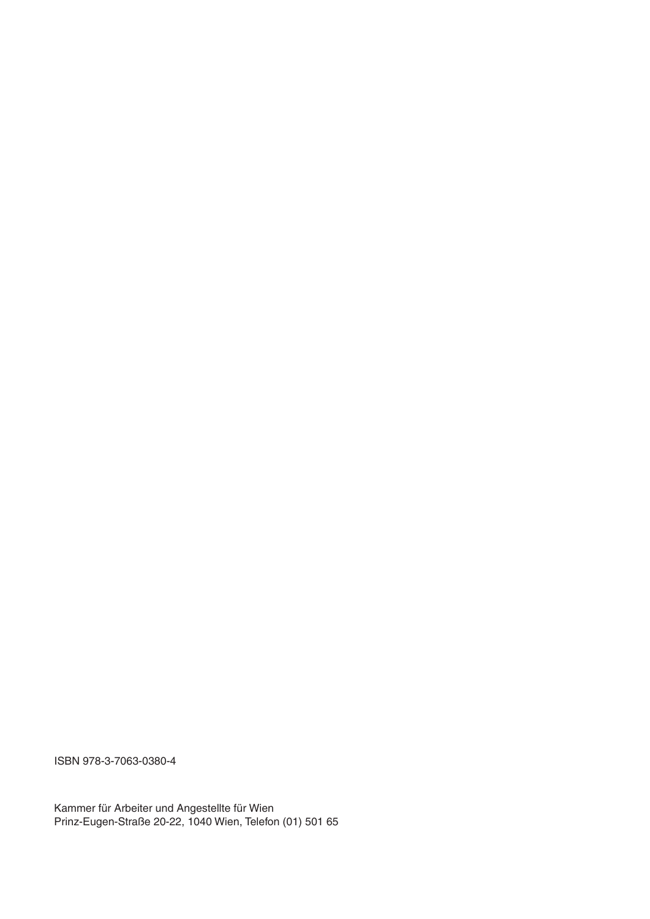ISBN 978-3-7063-0380-4

Kammer für Arbeiter und Angestellte für Wien
Prinz-Eugen-Straße 20-22, 1040 Wien, Telefon (01) 501 65